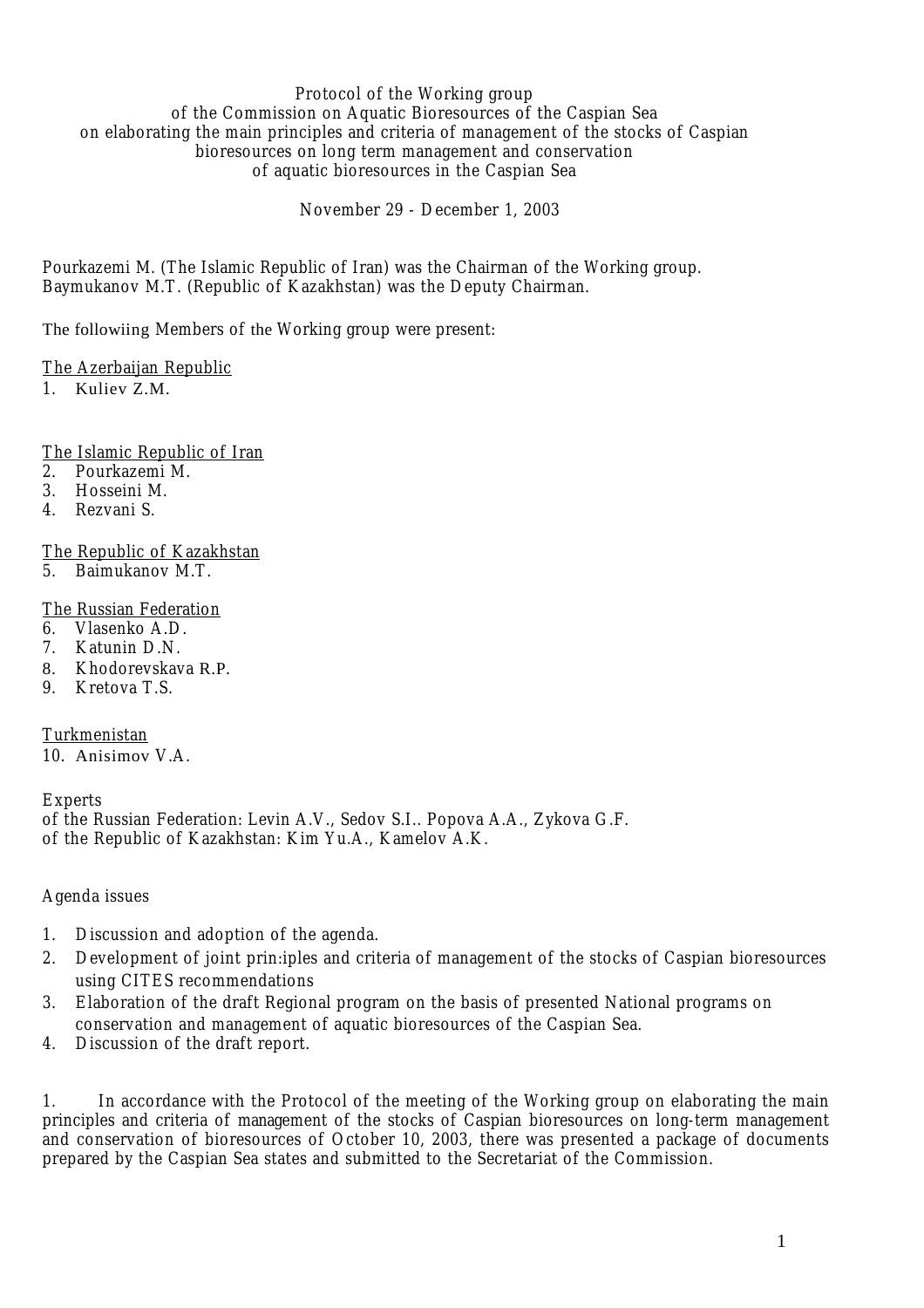# Protocol of the Working group of the Commission on Aquatic Bioresources of the Caspian Sea on elaborating the main principles and criteria of management of the stocks of Caspian bioresources on long term management and conservation of aquatic bioresources in the Caspian Sea

November 29 - December 1, 2003

Pourkazemi M. (The Islamic Republic of Iran) was the Chairman of the Working group.
Baymukanov M.T. (Republic of Kazakhstan) was the Deputy Chairman.

The followiing Members of the Working group were present:

The Azerbaijan Republic

1. Kuliev Z.M.

The Islamic Republic of Iran

2. Pourkazemi M.
3. Hosseini M.
4. Rezvani S.

The Republic of Kazakhstan

5. Baimukanov M.T.

The Russian Federation

6. Vlasenko A.D.
7. Katunin D.N.
8. Khodorevskava R.P.
9. Kretova T.S.

Turkmenistan

10. Anisimov V.A.

Experts
of the Russian Federation: Levin A.V., Sedov S.I.. Popova A.A., Zykova G.F.
of the Republic of Kazakhstan: Kim Yu.A., Kamelov A.K.

Agenda issues

1. Discussion and adoption of the agenda.
2. Development of joint prin:iples and criteria of management of the stocks of Caspian bioresources using CITES recommendations
3. Elaboration of the draft Regional program on the basis of presented National programs on conservation and management of aquatic bioresources of the Caspian Sea.
4. Discussion of the draft report.

1. In accordance with the Protocol of the meeting of the Working group on elaborating the main principles and criteria of management of the stocks of Caspian bioresources on long-term management and conservation of bioresources of October 10, 2003, there was presented a package of documents prepared by the Caspian Sea states and submitted to the Secretariat of the Commission.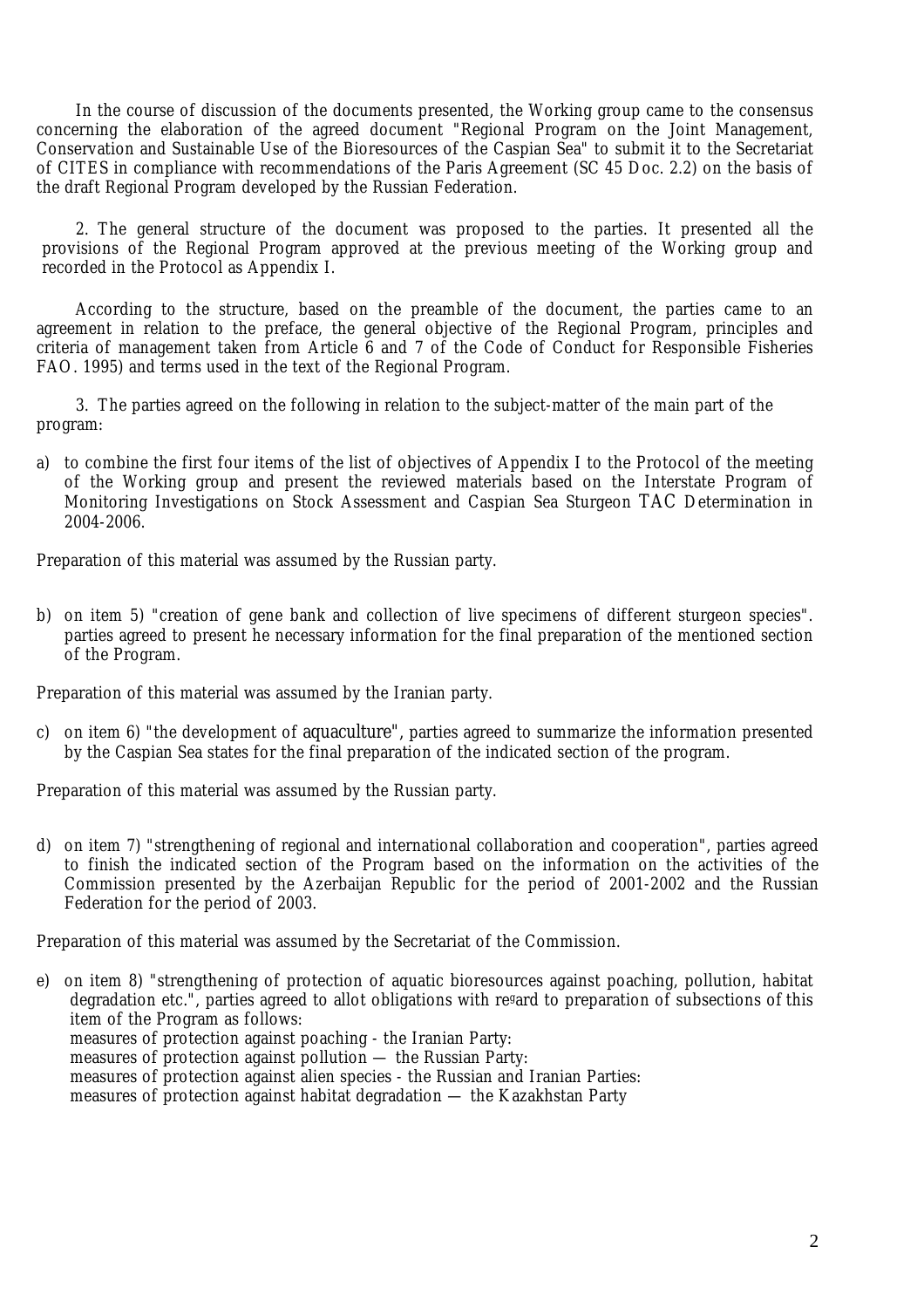In the course of discussion of the documents presented, the Working group came to the consensus concerning the elaboration of the agreed document "Regional Program on the Joint Management, Conservation and Sustainable Use of the Bioresources of the Caspian Sea" to submit it to the Secretariat of CITES in compliance with recommendations of the Paris Agreement (SC 45 Doc. 2.2) on the basis of the draft Regional Program developed by the Russian Federation.

2. The general structure of the document was proposed to the parties. It presented all the provisions of the Regional Program approved at the previous meeting of the Working group and recorded in the Protocol as Appendix I.

According to the structure, based on the preamble of the document, the parties came to an agreement in relation to the preface, the general objective of the Regional Program, principles and criteria of management taken from Article 6 and 7 of the Code of Conduct for Responsible Fisheries FAO. 1995) and terms used in the text of the Regional Program.

3. The parties agreed on the following in relation to the subject-matter of the main part of the program:

a) to combine the first four items of the list of objectives of Appendix I to the Protocol of the meeting of the Working group and present the reviewed materials based on the Interstate Program of Monitoring Investigations on Stock Assessment and Caspian Sea Sturgeon TAC Determination in 2004-2006.

Preparation of this material was assumed by the Russian party.

b) on item 5) "creation of gene bank and collection of live specimens of different sturgeon species". parties agreed to present he necessary information for the final preparation of the mentioned section of the Program.

Preparation of this material was assumed by the Iranian party.

c) on item 6) "the development of aquaculture", parties agreed to summarize the information presented by the Caspian Sea states for the final preparation of the indicated section of the program.

Preparation of this material was assumed by the Russian party.

d) on item 7) "strengthening of regional and international collaboration and cooperation", parties agreed to finish the indicated section of the Program based on the information on the activities of the Commission presented by the Azerbaijan Republic for the period of 2001-2002 and the Russian Federation for the period of 2003.

Preparation of this material was assumed by the Secretariat of the Commission.

e) on item 8) "strengthening of protection of aquatic bioresources against poaching, pollution, habitat degradation etc.", parties agreed to allot obligations with regard to preparation of subsections of this item of the Program as follows:
measures of protection against poaching - the Iranian Party:
measures of protection against pollution — the Russian Party:
measures of protection against alien species - the Russian and Iranian Parties:
measures of protection against habitat degradation — the Kazakhstan Party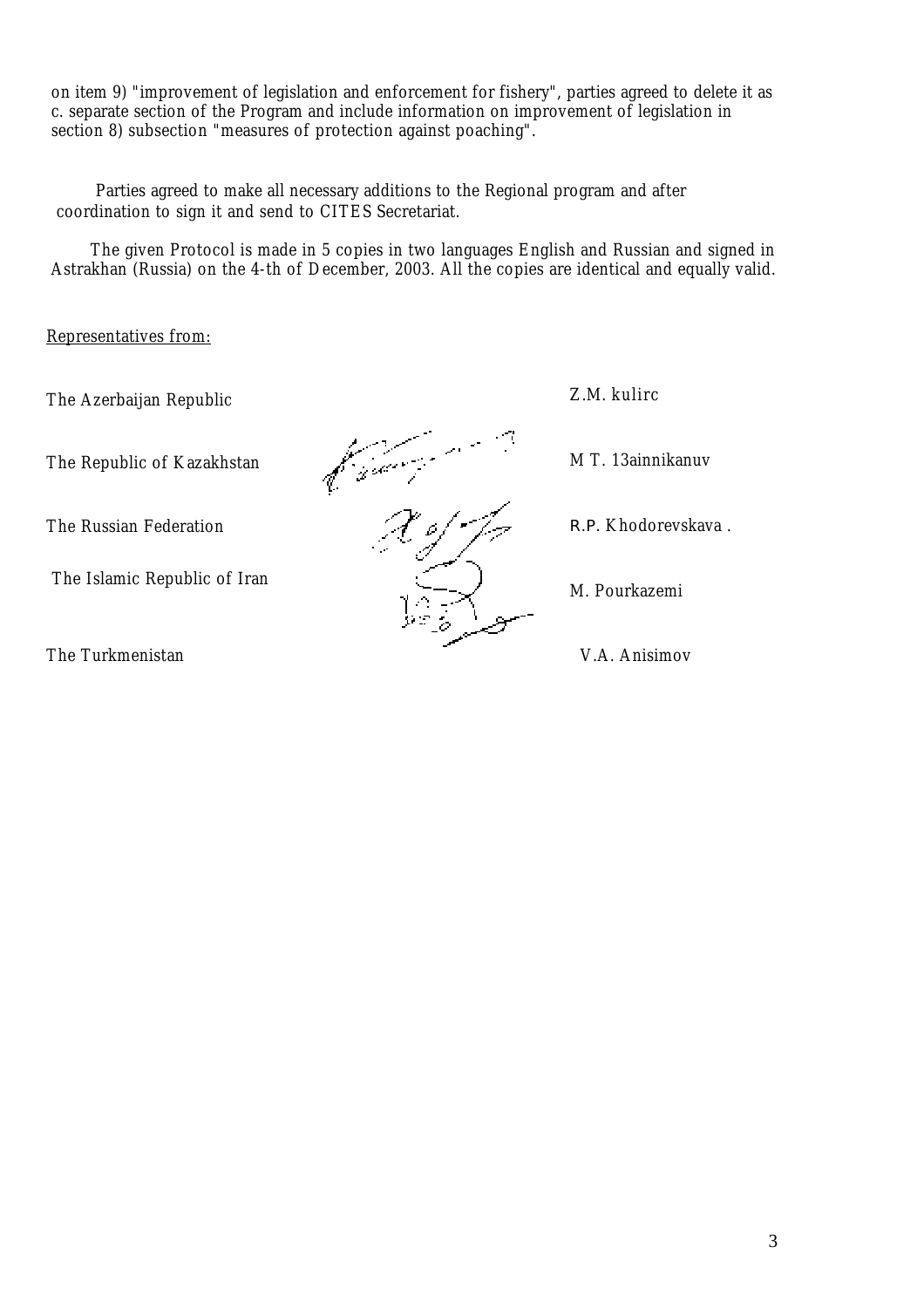on item 9) "improvement of legislation and enforcement for fishery", parties agreed to delete it as c. separate section of the Program and include information on improvement of legislation in section 8) subsection "measures of protection against poaching".

Parties agreed to make all necessary additions to the Regional program and after coordination to sign it and send to CITES Secretariat.

The given Protocol is made in 5 copies in two languages English and Russian and signed in Astrakhan (Russia) on the 4-th of December, 2003. All the copies are identical and equally valid.

Representatives from:

| | |
|---|---|
| The Azerbaijan Republic | Z.M. kulirc |
| The Republic of Kazakhstan | M T. 13ainnikanuv |
| The Russian Federation | R.P. Khodorevskava . |
| The Islamic Republic of Iran | M. Pourkazemi |
| The Turkmenistan | V.A. Anisimov |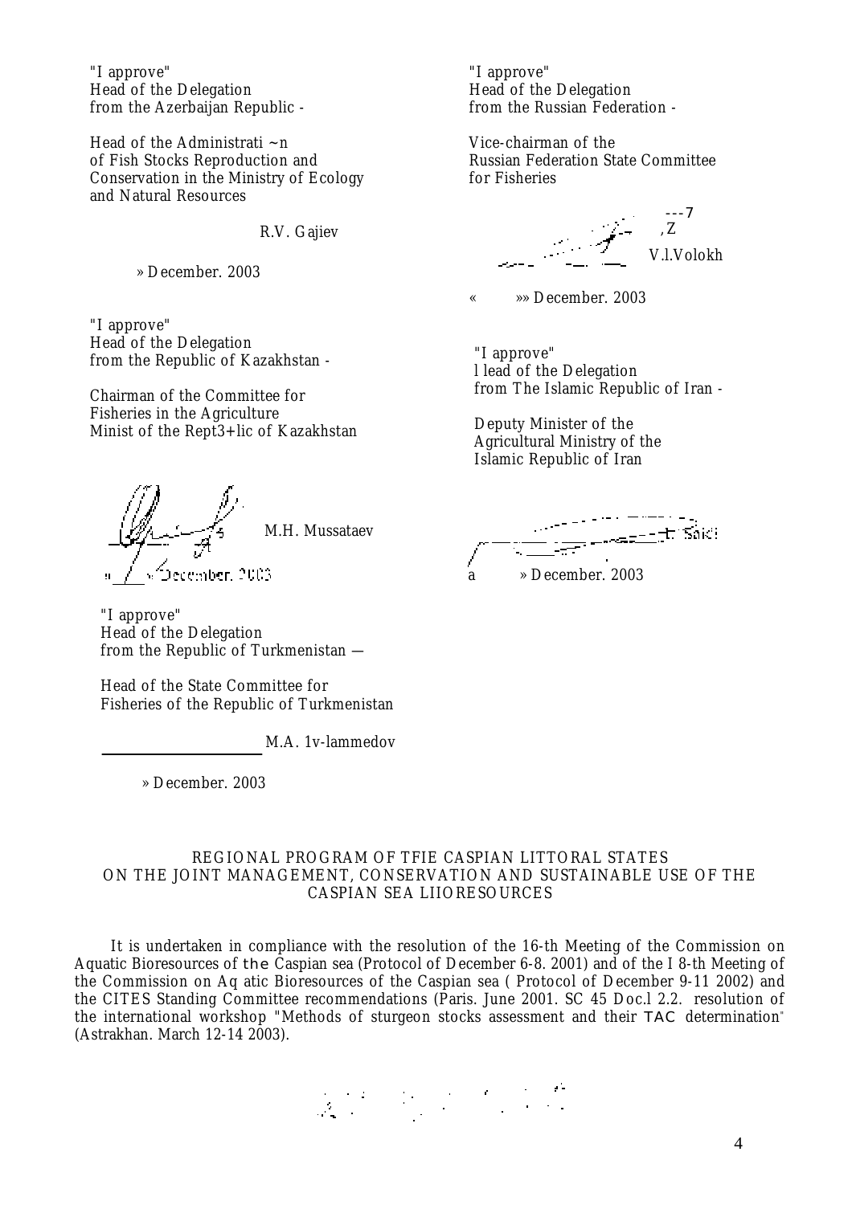"I approve"
Head of the Delegation
from the Azerbaijan Republic -

Head of the Administrati ~n
of Fish Stocks Reproduction and
Conservation in the Ministry of Ecology
and Natural Resources

R.V. Gajiev

» December. 2003

"I approve"
Head of the Delegation
from the Russian Federation -

Vice-chairman of the
Russian Federation State Committee
for Fisheries

V.l.Volokh

« »» December. 2003

"I approve"
Head of the Delegation
from the Republic of Kazakhstan -

Chairman of the Committee for
Fisheries in the Agriculture
Minist of the Rept3+lic of Kazakhstan

M.H. Mussataev

» December. 2003

"I approve"
l lead of the Delegation
from The Islamic Republic of Iran -

Deputy Minister of the
Agricultural Ministry of the
Islamic Republic of Iran

Saidi

a » December. 2003

"I approve"
Head of the Delegation
from the Republic of Turkmenistan —

Head of the State Committee for
Fisheries of the Republic of Turkmenistan

M.A. 1v-lammedov

» December. 2003

## REGIONAL PROGRAM OF TFIE CASPIAN LITTORAL STATES ON THE JOINT MANAGEMENT, CONSERVATION AND SUSTAINABLE USE OF THE CASPIAN SEA LIIORESOURCES

It is undertaken in compliance with the resolution of the 16-th Meeting of the Commission on Aquatic Bioresources of the Caspian sea (Protocol of December 6-8. 2001) and of the I 8-th Meeting of the Commission on Aq atic Bioresources of the Caspian sea ( Protocol of December 9-11 2002) and the CITES Standing Committee recommendations (Paris. June 2001. SC 45 Doc.l 2.2. resolution of the international workshop "Methods of sturgeon stocks assessment and their TAC determination" (Astrakhan. March 12-14 2003).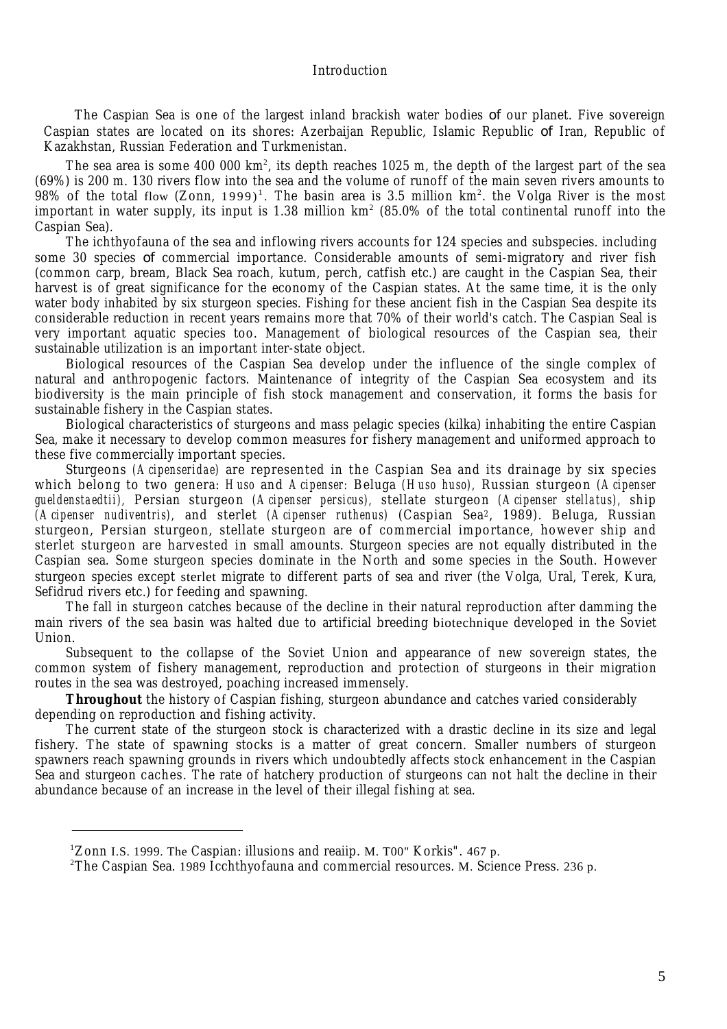# Introduction

The Caspian Sea is one of the largest inland brackish water bodies of our planet. Five sovereign Caspian states are located on its shores: Azerbaijan Republic, Islamic Republic of Iran, Republic of Kazakhstan, Russian Federation and Turkmenistan.

The sea area is some 400 000 km$^2$, its depth reaches 1025 m, the depth of the largest part of the sea (69%) is 200 m. 130 rivers flow into the sea and the volume of runoff of the main seven rivers amounts to 98% of the total flow (Zonn, 1999)[1]. The basin area is 3.5 million km$^2$. the Volga River is the most important in water supply, its input is 1.38 million km$^2$ (85.0% of the total continental runoff into the Caspian Sea).

The ichthyofauna of the sea and inflowing rivers accounts for 124 species and subspecies. including some 30 species of commercial importance. Considerable amounts of semi-migratory and river fish (common carp, bream, Black Sea roach, kutum, perch, catfish etc.) are caught in the Caspian Sea, their harvest is of great significance for the economy of the Caspian states. At the same time, it is the only water body inhabited by six sturgeon species. Fishing for these ancient fish in the Caspian Sea despite its considerable reduction in recent years remains more that 70% of their world's catch. The Caspian Seal is very important aquatic species too. Management of biological resources of the Caspian sea, their sustainable utilization is an important inter-state object.

Biological resources of the Caspian Sea develop under the influence of the single complex of natural and anthropogenic factors. Maintenance of integrity of the Caspian Sea ecosystem and its biodiversity is the main principle of fish stock management and conservation, it forms the basis for sustainable fishery in the Caspian states.

Biological characteristics of sturgeons and mass pelagic species (kilka) inhabiting the entire Caspian Sea, make it necessary to develop common measures for fishery management and uniformed approach to these five commercially important species.

Sturgeons (*Acipenseridae*) are represented in the Caspian Sea and its drainage by six species which belong to two genera: *Huso* and *Acipenser:* Beluga (*Huso huso*), Russian sturgeon (*Acipenser gueldenstaedtii*), Persian sturgeon (*Acipenser persicus*), stellate sturgeon (*Acipenser stellatus*), ship (*Acipenser nudiventris*), and sterlet (*Acipenser ruthenus*) (Caspian Sea[2], 1989). Beluga, Russian sturgeon, Persian sturgeon, stellate sturgeon are of commercial importance, however ship and sterlet sturgeon are harvested in small amounts. Sturgeon species are not equally distributed in the Caspian sea. Some sturgeon species dominate in the North and some species in the South. However sturgeon species except sterlet migrate to different parts of sea and river (the Volga, Ural, Terek, Kura, Sefidrud rivers etc.) for feeding and spawning.

The fall in sturgeon catches because of the decline in their natural reproduction after damming the main rivers of the sea basin was halted due to artificial breeding biotechnique developed in the Soviet Union.

Subsequent to the collapse of the Soviet Union and appearance of new sovereign states, the common system of fishery management, reproduction and protection of sturgeons in their migration routes in the sea was destroyed, poaching increased immensely.

**Throughout** the history of Caspian fishing, sturgeon abundance and catches varied considerably depending on reproduction and fishing activity.

The current state of the sturgeon stock is characterized with a drastic decline in its size and legal fishery. The state of spawning stocks is a matter of great concern. Smaller numbers of sturgeon spawners reach spawning grounds in rivers which undoubtedly affects stock enhancement in the Caspian Sea and sturgeon caches. The rate of hatchery production of sturgeons can not halt the decline in their abundance because of an increase in the level of their illegal fishing at sea.

---

[1] Zonn I.S. 1999. The Caspian: illusions and reaiip. M. T00" Korkis". 467 p.

[2] The Caspian Sea. 1989 Icchthyofauna and commercial resources. M. Science Press. 236 p.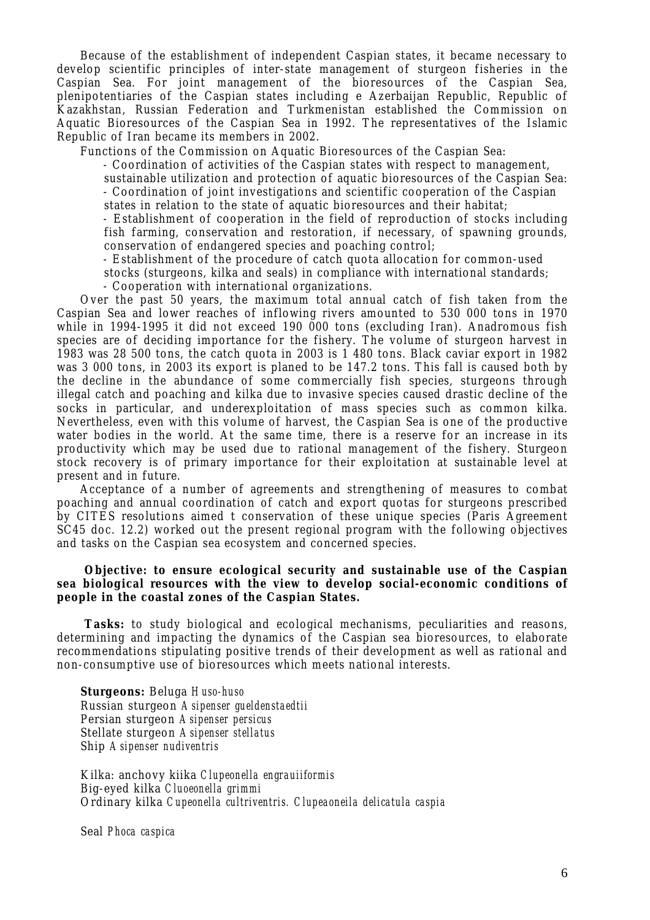Because of the establishment of independent Caspian states, it became necessary to develop scientific principles of inter-state management of sturgeon fisheries in the Caspian Sea. For joint management of the bioresources of the Caspian Sea, plenipotentiaries of the Caspian states including e Azerbaijan Republic, Republic of Kazakhstan, Russian Federation and Turkmenistan established the Commission on Aquatic Bioresources of the Caspian Sea in 1992. The representatives of the Islamic Republic of Iran became its members in 2002.

Functions of the Commission on Aquatic Bioresources of the Caspian Sea:

- Coordination of activities of the Caspian states with respect to management, sustainable utilization and protection of aquatic bioresources of the Caspian Sea:
- Coordination of joint investigations and scientific cooperation of the Caspian states in relation to the state of aquatic bioresources and their habitat;
- Establishment of cooperation in the field of reproduction of stocks including fish farming, conservation and restoration, if necessary, of spawning grounds, conservation of endangered species and poaching control;
- Establishment of the procedure of catch quota allocation for common-used stocks (sturgeons, kilka and seals) in compliance with international standards;
- Cooperation with international organizations.

Over the past 50 years, the maximum total annual catch of fish taken from the Caspian Sea and lower reaches of inflowing rivers amounted to 530 000 tons in 1970 while in 1994-1995 it did not exceed 190 000 tons (excluding Iran). Anadromous fish species are of deciding importance for the fishery. The volume of sturgeon harvest in 1983 was 28 500 tons, the catch quota in 2003 is 1 480 tons. Black caviar export in 1982 was 3 000 tons, in 2003 its export is planed to be 147.2 tons. This fall is caused both by the decline in the abundance of some commercially fish species, sturgeons through illegal catch and poaching and kilka due to invasive species caused drastic decline of the socks in particular, and underexploitation of mass species such as common kilka. Nevertheless, even with this volume of harvest, the Caspian Sea is one of the productive water bodies in the world. At the same time, there is a reserve for an increase in its productivity which may be used due to rational management of the fishery. Sturgeon stock recovery is of primary importance for their exploitation at sustainable level at present and in future.

Acceptance of a number of agreements and strengthening of measures to combat poaching and annual coordination of catch and export quotas for sturgeons prescribed by CITES resolutions aimed t conservation of these unique species (Paris Agreement SC45 doc. 12.2) worked out the present regional program with the following objectives and tasks on the Caspian sea ecosystem and concerned species.

**Objective: to ensure ecological security and sustainable use of the Caspian sea biological resources with the view to develop social-economic conditions of people in the coastal zones of the Caspian States.**

**Tasks:** to study biological and ecological mechanisms, peculiarities and reasons, determining and impacting the dynamics of the Caspian sea bioresources, to elaborate recommendations stipulating positive trends of their development as well as rational and non-consumptive use of bioresources which meets national interests.

**Sturgeons:** Beluga *Huso-huso*
Russian sturgeon *Asipenser gueldenstaedtii*
Persian sturgeon *Asipenser persicus*
Stellate sturgeon *Asipenser stellatus*
Ship *Asipenser nudiventris*

Kilka: anchovy kiika *Clupeonella engrauiiformis*
Big-eyed kilka *Cluoeonella grimmi*
Ordinary kilka *Cupeonella cultriventris. Clupeaoneila delicatula caspia*

Seal *Phoca caspica*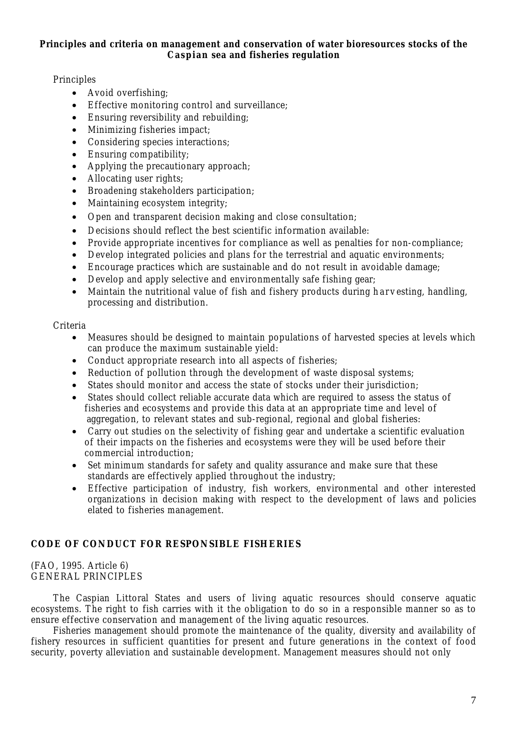**Principles and criteria on management and conservation of water bioresources stocks of the Caspian sea and fisheries regulation**

Principles

- Avoid overfishing;
- Effective monitoring control and surveillance;
- Ensuring reversibility and rebuilding;
- Minimizing fisheries impact;
- Considering species interactions;
- Ensuring compatibility;
- Applying the precautionary approach;
- Allocating user rights;
- Broadening stakeholders participation;
- Maintaining ecosystem integrity;
- Open and transparent decision making and close consultation;
- Decisions should reflect the best scientific information available:
- Provide appropriate incentives for compliance as well as penalties for non-compliance;
- Develop integrated policies and plans for the terrestrial and aquatic environments;
- Encourage practices which are sustainable and do not result in avoidable damage;
- Develop and apply selective and environmentally safe fishing gear;
- Maintain the nutritional value of fish and fishery products during harvesting, handling, processing and distribution.

Criteria

- Measures should be designed to maintain populations of harvested species at levels which can produce the maximum sustainable yield:
- Conduct appropriate research into all aspects of fisheries;
- Reduction of pollution through the development of waste disposal systems;
- States should monitor and access the state of stocks under their jurisdiction;
- States should collect reliable accurate data which are required to assess the status of fisheries and ecosystems and provide this data at an appropriate time and level of aggregation, to relevant states and sub-regional, regional and global fisheries:
- Carry out studies on the selectivity of fishing gear and undertake a scientific evaluation of their impacts on the fisheries and ecosystems were they will be used before their commercial introduction;
- Set minimum standards for safety and quality assurance and make sure that these standards are effectively applied throughout the industry;
- Effective participation of industry, fish workers, environmental and other interested organizations in decision making with respect to the development of laws and policies elated to fisheries management.

## CODE OF CONDUCT FOR RESPONSIBLE FISHERIES

(FAO, 1995. Article 6)
GENERAL PRINCIPLES

The Caspian Littoral States and users of living aquatic resources should conserve aquatic ecosystems. The right to fish carries with it the obligation to do so in a responsible manner so as to ensure effective conservation and management of the living aquatic resources.

Fisheries management should promote the maintenance of the quality, diversity and availability of fishery resources in sufficient quantities for present and future generations in the context of food security, poverty alleviation and sustainable development. Management measures should not only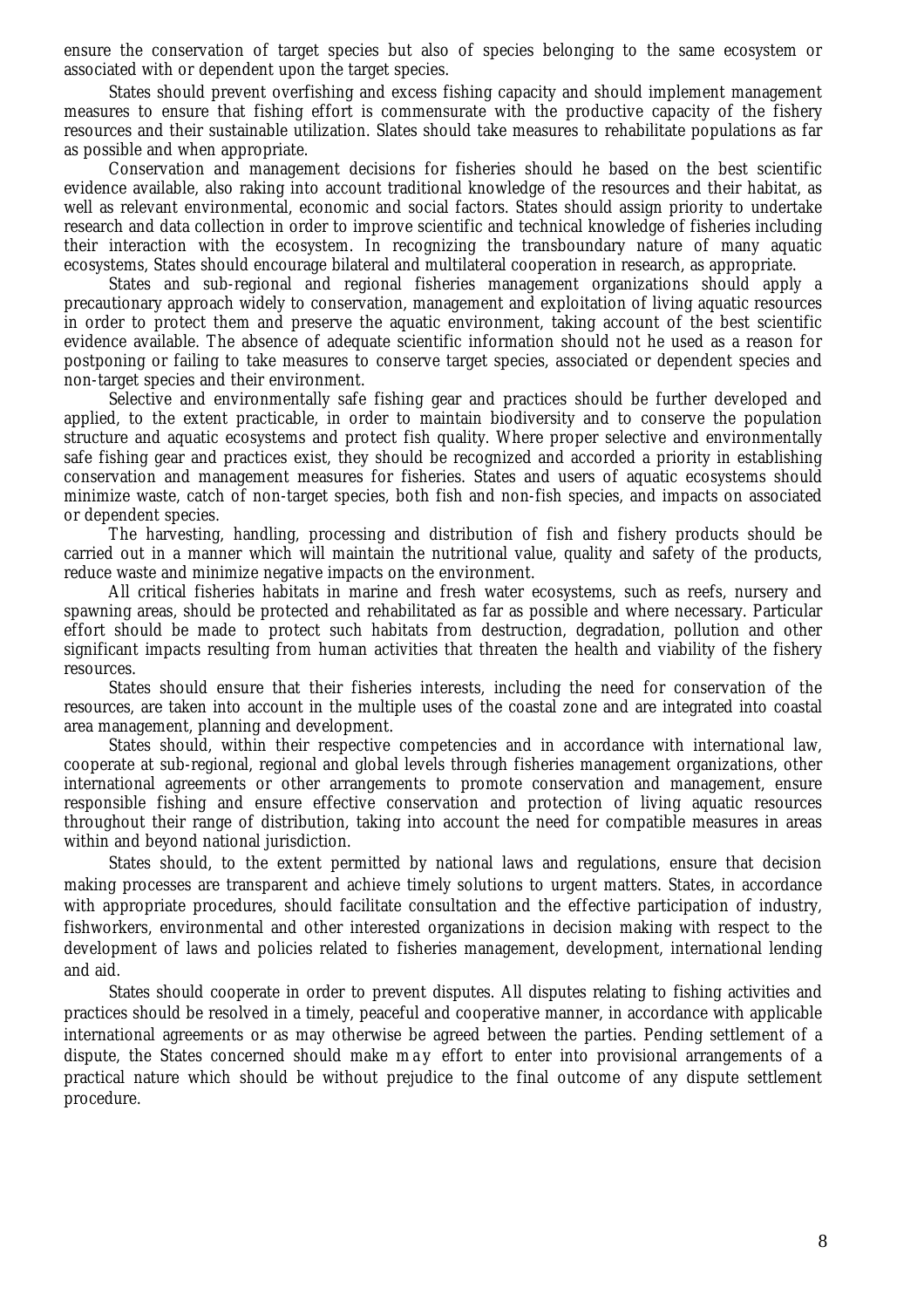ensure the conservation of target species but also of species belonging to the same ecosystem or associated with or dependent upon the target species.

States should prevent overfishing and excess fishing capacity and should implement management measures to ensure that fishing effort is commensurate with the productive capacity of the fishery resources and their sustainable utilization. Slates should take measures to rehabilitate populations as far as possible and when appropriate.

Conservation and management decisions for fisheries should he based on the best scientific evidence available, also raking into account traditional knowledge of the resources and their habitat, as well as relevant environmental, economic and social factors. States should assign priority to undertake research and data collection in order to improve scientific and technical knowledge of fisheries including their interaction with the ecosystem. In recognizing the transboundary nature of many aquatic ecosystems, States should encourage bilateral and multilateral cooperation in research, as appropriate.

States and sub-regional and regional fisheries management organizations should apply a precautionary approach widely to conservation, management and exploitation of living aquatic resources in order to protect them and preserve the aquatic environment, taking account of the best scientific evidence available. The absence of adequate scientific information should not he used as a reason for postponing or failing to take measures to conserve target species, associated or dependent species and non-target species and their environment.

Selective and environmentally safe fishing gear and practices should be further developed and applied, to the extent practicable, in order to maintain biodiversity and to conserve the population structure and aquatic ecosystems and protect fish quality. Where proper selective and environmentally safe fishing gear and practices exist, they should be recognized and accorded a priority in establishing conservation and management measures for fisheries. States and users of aquatic ecosystems should minimize waste, catch of non-target species, both fish and non-fish species, and impacts on associated or dependent species.

The harvesting, handling, processing and distribution of fish and fishery products should be carried out in a manner which will maintain the nutritional value, quality and safety of the products, reduce waste and minimize negative impacts on the environment.

All critical fisheries habitats in marine and fresh water ecosystems, such as reefs, nursery and spawning areas, should be protected and rehabilitated as far as possible and where necessary. Particular effort should be made to protect such habitats from destruction, degradation, pollution and other significant impacts resulting from human activities that threaten the health and viability of the fishery resources.

States should ensure that their fisheries interests, including the need for conservation of the resources, are taken into account in the multiple uses of the coastal zone and are integrated into coastal area management, planning and development.

States should, within their respective competencies and in accordance with international law, cooperate at sub-regional, regional and global levels through fisheries management organizations, other international agreements or other arrangements to promote conservation and management, ensure responsible fishing and ensure effective conservation and protection of living aquatic resources throughout their range of distribution, taking into account the need for compatible measures in areas within and beyond national jurisdiction.

States should, to the extent permitted by national laws and regulations, ensure that decision making processes are transparent and achieve timely solutions to urgent matters. States, in accordance with appropriate procedures, should facilitate consultation and the effective participation of industry, fishworkers, environmental and other interested organizations in decision making with respect to the development of laws and policies related to fisheries management, development, international lending and aid.

States should cooperate in order to prevent disputes. All disputes relating to fishing activities and practices should be resolved in a timely, peaceful and cooperative manner, in accordance with applicable international agreements or as may otherwise be agreed between the parties. Pending settlement of a dispute, the States concerned should make m ay effort to enter into provisional arrangements of a practical nature which should be without prejudice to the final outcome of any dispute settlement procedure.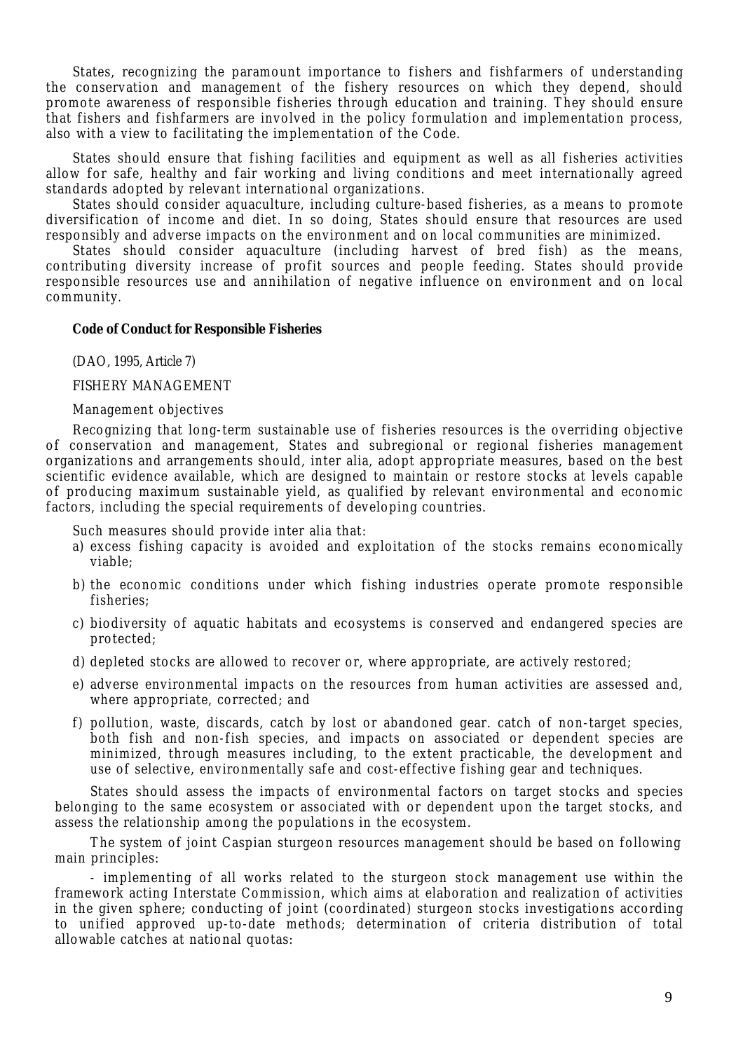States, recognizing the paramount importance to fishers and fishfarmers of understanding the conservation and management of the fishery resources on which they depend, should promote awareness of responsible fisheries through education and training. They should ensure that fishers and fishfarmers are involved in the policy formulation and implementation process, also with a view to facilitating the implementation of the Code.

States should ensure that fishing facilities and equipment as well as all fisheries activities allow for safe, healthy and fair working and living conditions and meet internationally agreed standards adopted by relevant international organizations.

States should consider aquaculture, including culture-based fisheries, as a means to promote diversification of income and diet. In so doing, States should ensure that resources are used responsibly and adverse impacts on the environment and on local communities are minimized.

States should consider aquaculture (including harvest of bred fish) as the means, contributing diversity increase of profit sources and people feeding. States should provide responsible resources use and annihilation of negative influence on environment and on local community.

**Code of Conduct for Responsible Fisheries**

(DAO, 1995, Article 7)

FISHERY MANAGEMENT

Management objectives

Recognizing that long-term sustainable use of fisheries resources is the overriding objective of conservation and management, States and subregional or regional fisheries management organizations and arrangements should, inter alia, adopt appropriate measures, based on the best scientific evidence available, which are designed to maintain or restore stocks at levels capable of producing maximum sustainable yield, as qualified by relevant environmental and economic factors, including the special requirements of developing countries.

Such measures should provide inter alia that:

a) excess fishing capacity is avoided and exploitation of the stocks remains economically viable;
b) the economic conditions under which fishing industries operate promote responsible fisheries;
c) biodiversity of aquatic habitats and ecosystems is conserved and endangered species are protected;
d) depleted stocks are allowed to recover or, where appropriate, are actively restored;
e) adverse environmental impacts on the resources from human activities are assessed and, where appropriate, corrected; and
f) pollution, waste, discards, catch by lost or abandoned gear. catch of non-target species, both fish and non-fish species, and impacts on associated or dependent species are minimized, through measures including, to the extent practicable, the development and use of selective, environmentally safe and cost-effective fishing gear and techniques.

States should assess the impacts of environmental factors on target stocks and species belonging to the same ecosystem or associated with or dependent upon the target stocks, and assess the relationship among the populations in the ecosystem.

The system of joint Caspian sturgeon resources management should be based on following main principles:

- implementing of all works related to the sturgeon stock management use within the framework acting Interstate Commission, which aims at elaboration and realization of activities in the given sphere; conducting of joint (coordinated) sturgeon stocks investigations according to unified approved up-to-date methods; determination of criteria distribution of total allowable catches at national quotas: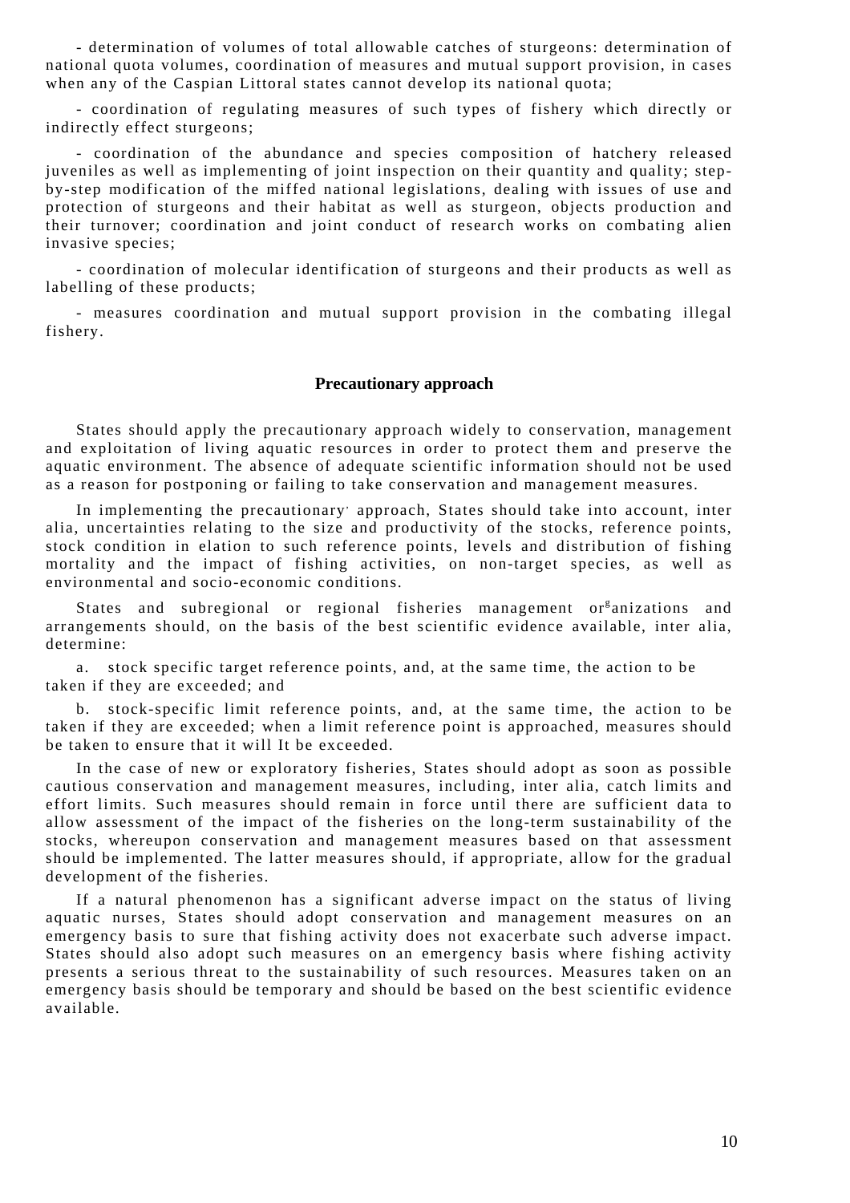- determination of volumes of total allowable catches of sturgeons: determination of national quota volumes, coordination of measures and mutual support provision, in cases when any of the Caspian Littoral states cannot develop its national quota;

- coordination of regulating measures of such types of fishery which directly or indirectly effect sturgeons;

- coordination of the abundance and species composition of hatchery released juveniles as well as implementing of joint inspection on their quantity and quality; step-by-step modification of the miffed national legislations, dealing with issues of use and protection of sturgeons and their habitat as well as sturgeon, objects production and their turnover; coordination and joint conduct of research works on combating alien invasive species;

- coordination of molecular identification of sturgeons and their products as well as labelling of these products;

- measures coordination and mutual support provision in the combating illegal fishery.

**Precautionary approach**

States should apply the precautionary approach widely to conservation, management and exploitation of living aquatic resources in order to protect them and preserve the aquatic environment. The absence of adequate scientific information should not be used as a reason for postponing or failing to take conservation and management measures.

In implementing the precautionary approach, States should take into account, inter alia, uncertainties relating to the size and productivity of the stocks, reference points, stock condition in elation to such reference points, levels and distribution of fishing mortality and the impact of fishing activities, on non-target species, as well as environmental and socio-economic conditions.

States and subregional or regional fisheries management organizations and arrangements should, on the basis of the best scientific evidence available, inter alia, determine:

a. stock specific target reference points, and, at the same time, the action to be taken if they are exceeded; and

b. stock-specific limit reference points, and, at the same time, the action to be taken if they are exceeded; when a limit reference point is approached, measures should be taken to ensure that it will It be exceeded.

In the case of new or exploratory fisheries, States should adopt as soon as possible cautious conservation and management measures, including, inter alia, catch limits and effort limits. Such measures should remain in force until there are sufficient data to allow assessment of the impact of the fisheries on the long-term sustainability of the stocks, whereupon conservation and management measures based on that assessment should be implemented. The latter measures should, if appropriate, allow for the gradual development of the fisheries.

If a natural phenomenon has a significant adverse impact on the status of living aquatic nurses, States should adopt conservation and management measures on an emergency basis to sure that fishing activity does not exacerbate such adverse impact. States should also adopt such measures on an emergency basis where fishing activity presents a serious threat to the sustainability of such resources. Measures taken on an emergency basis should be temporary and should be based on the best scientific evidence available.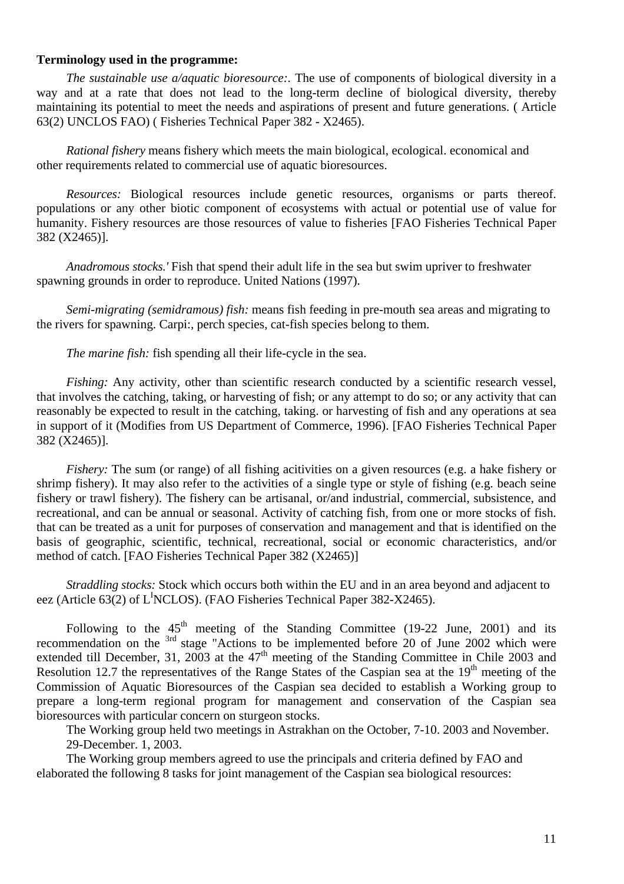**Terminology used in the programme:**

*The sustainable use a/aquatic bioresource:*. The use of components of biological diversity in a way and at a rate that does not lead to the long-term decline of biological diversity, thereby maintaining its potential to meet the needs and aspirations of present and future generations. ( Article 63(2) UNCLOS FAO) ( Fisheries Technical Paper 382 - X2465).

*Rational fishery* means fishery which meets the main biological, ecological. economical and other requirements related to commercial use of aquatic bioresources.

*Resources:* Biological resources include genetic resources, organisms or parts thereof. populations or any other biotic component of ecosystems with actual or potential use of value for humanity. Fishery resources are those resources of value to fisheries [FAO Fisheries Technical Paper 382 (X2465)].

*Anadromous stocks.'* Fish that spend their adult life in the sea but swim upriver to freshwater spawning grounds in order to reproduce. United Nations (1997).

*Semi-migrating (semidramous) fish:* means fish feeding in pre-mouth sea areas and migrating to the rivers for spawning. Carpi:, perch species, cat-fish species belong to them.

*The marine fish:* fish spending all their life-cycle in the sea.

*Fishing:* Any activity, other than scientific research conducted by a scientific research vessel, that involves the catching, taking, or harvesting of fish; or any attempt to do so; or any activity that can reasonably be expected to result in the catching, taking. or harvesting of fish and any operations at sea in support of it (Modifies from US Department of Commerce, 1996). [FAO Fisheries Technical Paper 382 (X2465)].

*Fishery:* The sum (or range) of all fishing acitivities on a given resources (e.g. a hake fishery or shrimp fishery). It may also refer to the activities of a single type or style of fishing (e.g. beach seine fishery or trawl fishery). The fishery can be artisanal, or/and industrial, commercial, subsistence, and recreational, and can be annual or seasonal. Activity of catching fish, from one or more stocks of fish. that can be treated as a unit for purposes of conservation and management and that is identified on the basis of geographic, scientific, technical, recreational, social or economic characteristics, and/or method of catch. [FAO Fisheries Technical Paper 382 (X2465)]

*Straddling stocks:* Stock which occurs both within the EU and in an area beyond and adjacent to eez (Article 63(2) of L[I]NCLOS). (FAO Fisheries Technical Paper 382-X2465).

Following to the 45th meeting of the Standing Committee (19-22 June, 2001) and its recommendation on the 3rd stage "Actions to be implemented before 20 of June 2002 which were extended till December, 31, 2003 at the 47th meeting of the Standing Committee in Chile 2003 and Resolution 12.7 the representatives of the Range States of the Caspian sea at the 19th meeting of the Commission of Aquatic Bioresources of the Caspian sea decided to establish a Working group to prepare a long-term regional program for management and conservation of the Caspian sea bioresources with particular concern on sturgeon stocks.

The Working group held two meetings in Astrakhan on the October, 7-10. 2003 and November. 29-December. 1, 2003.

The Working group members agreed to use the principals and criteria defined by FAO and elaborated the following 8 tasks for joint management of the Caspian sea biological resources: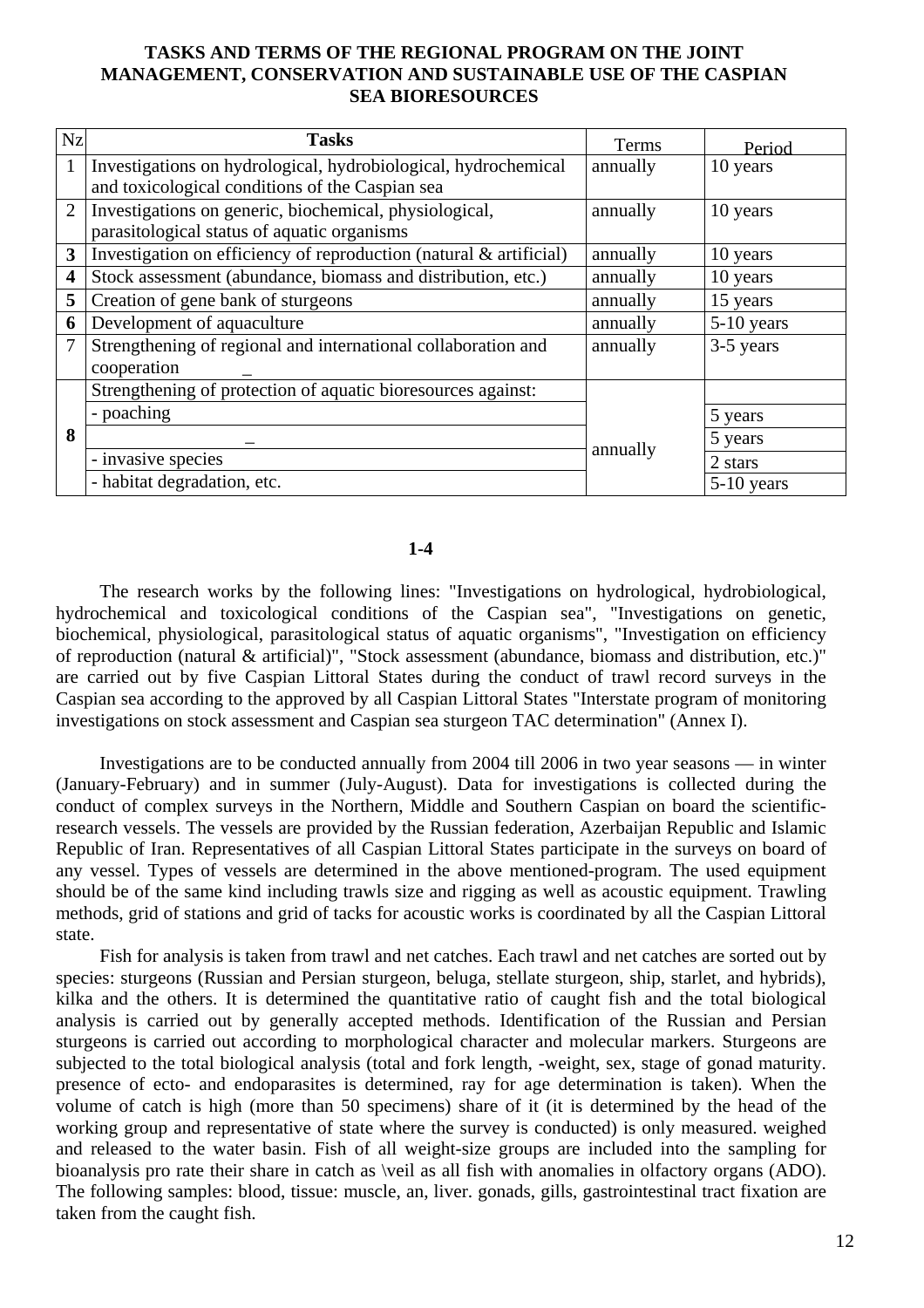**TASKS AND TERMS OF THE REGIONAL PROGRAM ON THE JOINT MANAGEMENT, CONSERVATION AND SUSTAINABLE USE OF THE CASPIAN SEA BIORESOURCES**

| Nz | Tasks | Terms | Period |
|---|---|---|---|
| 1 | Investigations on hydrological, hydrobiological, hydrochemical and toxicological conditions of the Caspian sea | annually | 10 years |
| 2 | Investigations on generic, biochemical, physiological, parasitological status of aquatic organisms | annually | 10 years |
| **3** | Investigation on efficiency of reproduction (natural & artificial) | annually | 10 years |
| **4** | Stock assessment (abundance, biomass and distribution, etc.) | annually | 10 years |
| **5** | Creation of gene bank of sturgeons | annually | 15 years |
| **6** | Development of aquaculture | annually | 5-10 years |
| 7 | Strengthening of regional and international collaboration and cooperation _ | annually | 3-5 years |
| **8** | Strengthening of protection of aquatic bioresources against: | annually | |
| | - poaching | | 5 years |
| | _ | | 5 years |
| | - invasive species | | 2 stars |
| | - habitat degradation, etc. | | 5-10 years |

**1-4**

The research works by the following lines: "Investigations on hydrological, hydrobiological, hydrochemical and toxicological conditions of the Caspian sea", "Investigations on genetic, biochemical, physiological, parasitological status of aquatic organisms", "Investigation on efficiency of reproduction (natural & artificial)", "Stock assessment (abundance, biomass and distribution, etc.)" are carried out by five Caspian Littoral States during the conduct of trawl record surveys in the Caspian sea according to the approved by all Caspian Littoral States "Interstate program of monitoring investigations on stock assessment and Caspian sea sturgeon TAC determination" (Annex I).

Investigations are to be conducted annually from 2004 till 2006 in two year seasons — in winter (January-February) and in summer (July-August). Data for investigations is collected during the conduct of complex surveys in the Northern, Middle and Southern Caspian on board the scientific-research vessels. The vessels are provided by the Russian federation, Azerbaijan Republic and Islamic Republic of Iran. Representatives of all Caspian Littoral States participate in the surveys on board of any vessel. Types of vessels are determined in the above mentioned-program. The used equipment should be of the same kind including trawls size and rigging as well as acoustic equipment. Trawling methods, grid of stations and grid of tacks for acoustic works is coordinated by all the Caspian Littoral state.

Fish for analysis is taken from trawl and net catches. Each trawl and net catches are sorted out by species: sturgeons (Russian and Persian sturgeon, beluga, stellate sturgeon, ship, starlet, and hybrids), kilka and the others. It is determined the quantitative ratio of caught fish and the total biological analysis is carried out by generally accepted methods. Identification of the Russian and Persian sturgeons is carried out according to morphological character and molecular markers. Sturgeons are subjected to the total biological analysis (total and fork length, -weight, sex, stage of gonad maturity. presence of ecto- and endoparasites is determined, ray for age determination is taken). When the volume of catch is high (more than 50 specimens) share of it (it is determined by the head of the working group and representative of state where the survey is conducted) is only measured. weighed and released to the water basin. Fish of all weight-size groups are included into the sampling for bioanalysis pro rate their share in catch as \veil as all fish with anomalies in olfactory organs (ADO). The following samples: blood, tissue: muscle, an, liver. gonads, gills, gastrointestinal tract fixation are taken from the caught fish.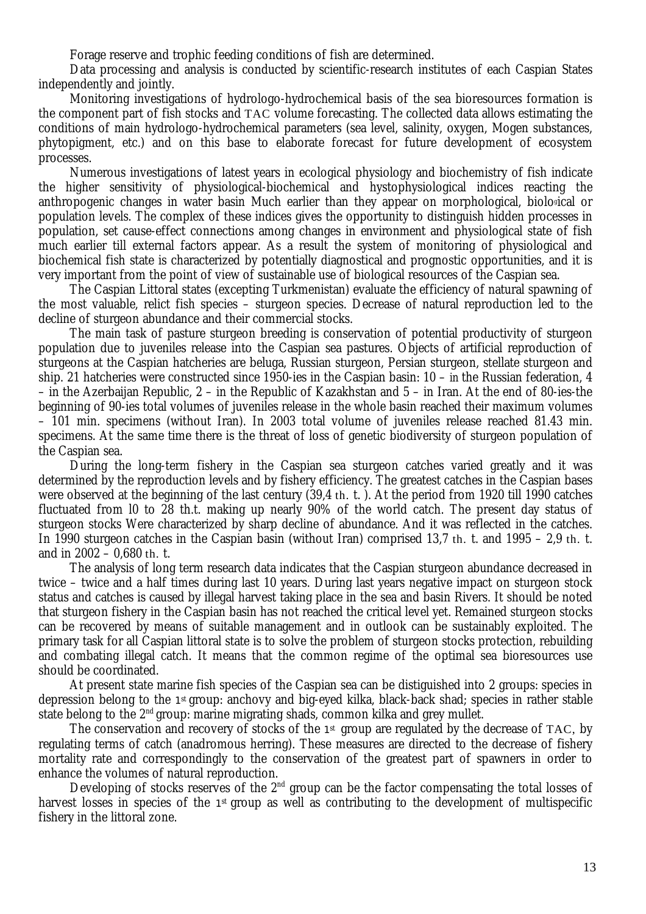Forage reserve and trophic feeding conditions of fish are determined.

Data processing and analysis is conducted by scientific-research institutes of each Caspian States independently and jointly.

Monitoring investigations of hydrologo-hydrochemical basis of the sea bioresources formation is the component part of fish stocks and TAC volume forecasting. The collected data allows estimating the conditions of main hydrologo-hydrochemical parameters (sea level, salinity, oxygen, Mogen substances, phytopigment, etc.) and on this base to elaborate forecast for future development of ecosystem processes.

Numerous investigations of latest years in ecological physiology and biochemistry of fish indicate the higher sensitivity of physiological-biochemical and hystophysiological indices reacting the anthropogenic changes in water basin Much earlier than they appear on morphological, biological or population levels. The complex of these indices gives the opportunity to distinguish hidden processes in population, set cause-effect connections among changes in environment and physiological state of fish much earlier till external factors appear. As a result the system of monitoring of physiological and biochemical fish state is characterized by potentially diagnostical and prognostic opportunities, and it is very important from the point of view of sustainable use of biological resources of the Caspian sea.

The Caspian Littoral states (excepting Turkmenistan) evaluate the efficiency of natural spawning of the most valuable, relict fish species – sturgeon species. Decrease of natural reproduction led to the decline of sturgeon abundance and their commercial stocks.

The main task of pasture sturgeon breeding is conservation of potential productivity of sturgeon population due to juveniles release into the Caspian sea pastures. Objects of artificial reproduction of sturgeons at the Caspian hatcheries are beluga, Russian sturgeon, Persian sturgeon, stellate sturgeon and ship. 21 hatcheries were constructed since 1950-ies in the Caspian basin: 10 – in the Russian federation, 4 – in the Azerbaijan Republic, 2 – in the Republic of Kazakhstan and 5 – in Iran. At the end of 80-ies-the beginning of 90-ies total volumes of juveniles release in the whole basin reached their maximum volumes – 101 min. specimens (without Iran). In 2003 total volume of juveniles release reached 81.43 min. specimens. At the same time there is the threat of loss of genetic biodiversity of sturgeon population of the Caspian sea.

During the long-term fishery in the Caspian sea sturgeon catches varied greatly and it was determined by the reproduction levels and by fishery efficiency. The greatest catches in the Caspian bases were observed at the beginning of the last century (39,4 th. t. ). At the period from 1920 till 1990 catches fluctuated from l0 to 28 th.t. making up nearly 90% of the world catch. The present day status of sturgeon stocks Were characterized by sharp decline of abundance. And it was reflected in the catches. In 1990 sturgeon catches in the Caspian basin (without Iran) comprised 13,7 th. t. and 1995 – 2,9 th. t. and in 2002 – 0,680 th. t.

The analysis of long term research data indicates that the Caspian sturgeon abundance decreased in twice – twice and a half times during last 10 years. During last years negative impact on sturgeon stock status and catches is caused by illegal harvest taking place in the sea and basin Rivers. It should be noted that sturgeon fishery in the Caspian basin has not reached the critical level yet. Remained sturgeon stocks can be recovered by means of suitable management and in outlook can be sustainably exploited. The primary task for all Caspian littoral state is to solve the problem of sturgeon stocks protection, rebuilding and combating illegal catch. It means that the common regime of the optimal sea bioresources use should be coordinated.

At present state marine fish species of the Caspian sea can be distiguished into 2 groups: species in depression belong to the 1st group: anchovy and big-eyed kilka, black-back shad; species in rather stable state belong to the 2nd group: marine migrating shads, common kilka and grey mullet.

The conservation and recovery of stocks of the 1st group are regulated by the decrease of TAC, by regulating terms of catch (anadromous herring). These measures are directed to the decrease of fishery mortality rate and correspondingly to the conservation of the greatest part of spawners in order to enhance the volumes of natural reproduction.

Developing of stocks reserves of the 2nd group can be the factor compensating the total losses of harvest losses in species of the 1st group as well as contributing to the development of multispecific fishery in the littoral zone.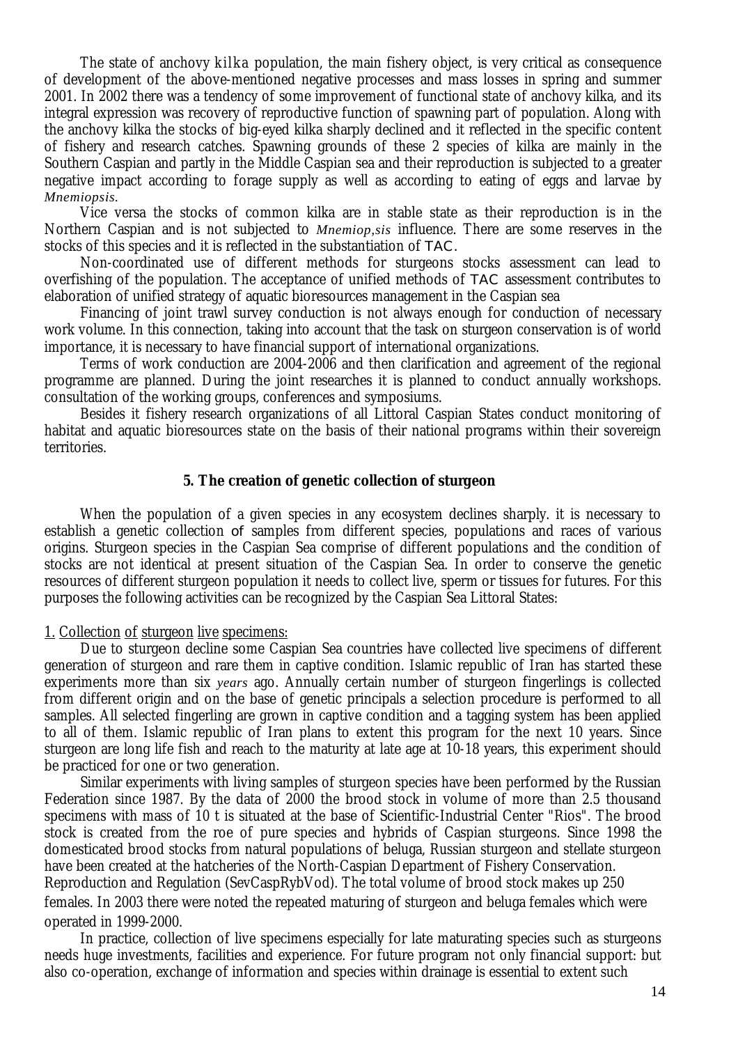The state of anchovy *kilka* population, the main fishery object, is very critical as consequence of development of the above-mentioned negative processes and mass losses in spring and summer 2001. In 2002 there was a tendency of some improvement of functional state of anchovy kilka, and its integral expression was recovery of reproductive function of spawning part of population. Along with the anchovy kilka the stocks of big-eyed kilka sharply declined and it reflected in the specific content of fishery and research catches. Spawning grounds of these 2 species of kilka are mainly in the Southern Caspian and partly in the Middle Caspian sea and their reproduction is subjected to a greater negative impact according to forage supply as well as according to eating of eggs and larvae by *Mnemiopsis*.

Vice versa the stocks of common kilka are in stable state as their reproduction is in the Northern Caspian and is not subjected to *Mnemiop,sis* influence. There are some reserves in the stocks of this species and it is reflected in the substantiation of TAC.

Non-coordinated use of different methods for sturgeons stocks assessment can lead to overfishing of the population. The acceptance of unified methods of TAC assessment contributes to elaboration of unified strategy of aquatic bioresources management in the Caspian sea

Financing of joint trawl survey conduction is not always enough for conduction of necessary work volume. In this connection, taking into account that the task on sturgeon conservation is of world importance, it is necessary to have financial support of international organizations.

Terms of work conduction are 2004-2006 and then clarification and agreement of the regional programme are planned. During the joint researches it is planned to conduct annually workshops. consultation of the working groups, conferences and symposiums.

Besides it fishery research organizations of all Littoral Caspian States conduct monitoring of habitat and aquatic bioresources state on the basis of their national programs within their sovereign territories.

## 5. The creation of genetic collection of sturgeon

When the population of a given species in any ecosystem declines sharply. it is necessary to establish a genetic collection of samples from different species, populations and races of various origins. Sturgeon species in the Caspian Sea comprise of different populations and the condition of stocks are not identical at present situation of the Caspian Sea. In order to conserve the genetic resources of different sturgeon population it needs to collect live, sperm or tissues for futures. For this purposes the following activities can be recognized by the Caspian Sea Littoral States:

1. Collection of sturgeon live specimens:

Due to sturgeon decline some Caspian Sea countries have collected live specimens of different generation of sturgeon and rare them in captive condition. Islamic republic of Iran has started these experiments more than six *years* ago. Annually certain number of sturgeon fingerlings is collected from different origin and on the base of genetic principals a selection procedure is performed to all samples. All selected fingerling are grown in captive condition and a tagging system has been applied to all of them. Islamic republic of Iran plans to extent this program for the next 10 years. Since sturgeon are long life fish and reach to the maturity at late age at 10-18 years, this experiment should be practiced for one or two generation.

Similar experiments with living samples of sturgeon species have been performed by the Russian Federation since 1987. By the data of 2000 the brood stock in volume of more than 2.5 thousand specimens with mass of 10 t is situated at the base of Scientific-Industrial Center "Rios". The brood stock is created from the roe of pure species and hybrids of Caspian sturgeons. Since 1998 the domesticated brood stocks from natural populations of beluga, Russian sturgeon and stellate sturgeon have been created at the hatcheries of the North-Caspian Department of Fishery Conservation. Reproduction and Regulation (SevCaspRybVod). The total volume of brood stock makes up 250 females. In 2003 there were noted the repeated maturing of sturgeon and beluga females which were operated in 1999-2000.

In practice, collection of live specimens especially for late maturating species such as sturgeons needs huge investments, facilities and experience. For future program not only financial support: but also co-operation, exchange of information and species within drainage is essential to extent such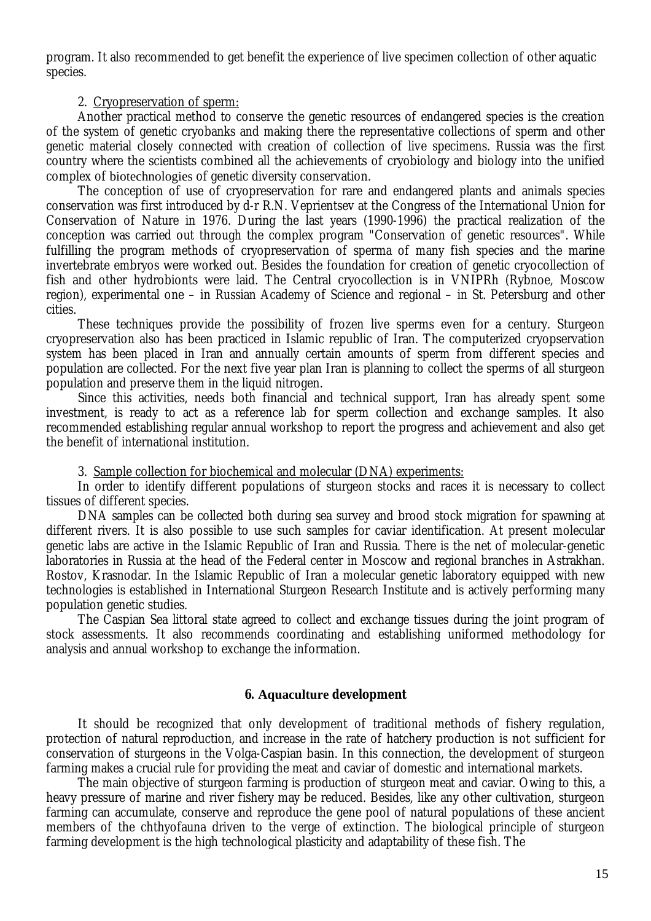program. It also recommended to get benefit the experience of live specimen collection of other aquatic species.

2. Cryopreservation of sperm:

Another practical method to conserve the genetic resources of endangered species is the creation of the system of genetic cryobanks and making there the representative collections of sperm and other genetic material closely connected with creation of collection of live specimens. Russia was the first country where the scientists combined all the achievements of cryobiology and biology into the unified complex of biotechnologies of genetic diversity conservation.

The conception of use of cryopreservation for rare and endangered plants and animals species conservation was first introduced by d-r R.N. Veprientsev at the Congress of the International Union for Conservation of Nature in 1976. During the last years (1990-1996) the practical realization of the conception was carried out through the complex program "Conservation of genetic resources". While fulfilling the program methods of cryopreservation of sperma of many fish species and the marine invertebrate embryos were worked out. Besides the foundation for creation of genetic cryocollection of fish and other hydrobionts were laid. The Central cryocollection is in VNIPRh (Rybnoe, Moscow region), experimental one – in Russian Academy of Science and regional – in St. Petersburg and other cities.

These techniques provide the possibility of frozen live sperms even for a century. Sturgeon cryopreservation also has been practiced in Islamic republic of Iran. The computerized cryopservation system has been placed in Iran and annually certain amounts of sperm from different species and population are collected. For the next five year plan Iran is planning to collect the sperms of all sturgeon population and preserve them in the liquid nitrogen.

Since this activities, needs both financial and technical support, Iran has already spent some investment, is ready to act as a reference lab for sperm collection and exchange samples. It also recommended establishing regular annual workshop to report the progress and achievement and also get the benefit of international institution.

3. Sample collection for biochemical and molecular (DNA) experiments:

In order to identify different populations of sturgeon stocks and races it is necessary to collect tissues of different species.

DNA samples can be collected both during sea survey and brood stock migration for spawning at different rivers. It is also possible to use such samples for caviar identification. At present molecular genetic labs are active in the Islamic Republic of Iran and Russia. There is the net of molecular-genetic laboratories in Russia at the head of the Federal center in Moscow and regional branches in Astrakhan. Rostov, Krasnodar. In the Islamic Republic of Iran a molecular genetic laboratory equipped with new technologies is established in International Sturgeon Research Institute and is actively performing many population genetic studies.

The Caspian Sea littoral state agreed to collect and exchange tissues during the joint program of stock assessments. It also recommends coordinating and establishing uniformed methodology for analysis and annual workshop to exchange the information.

## 6. Aquaculture development

It should be recognized that only development of traditional methods of fishery regulation, protection of natural reproduction, and increase in the rate of hatchery production is not sufficient for conservation of sturgeons in the Volga-Caspian basin. In this connection, the development of sturgeon farming makes a crucial rule for providing the meat and caviar of domestic and international markets.

The main objective of sturgeon farming is production of sturgeon meat and caviar. Owing to this, a heavy pressure of marine and river fishery may be reduced. Besides, like any other cultivation, sturgeon farming can accumulate, conserve and reproduce the gene pool of natural populations of these ancient members of the chthyofauna driven to the verge of extinction. The biological principle of sturgeon farming development is the high technological plasticity and adaptability of these fish. The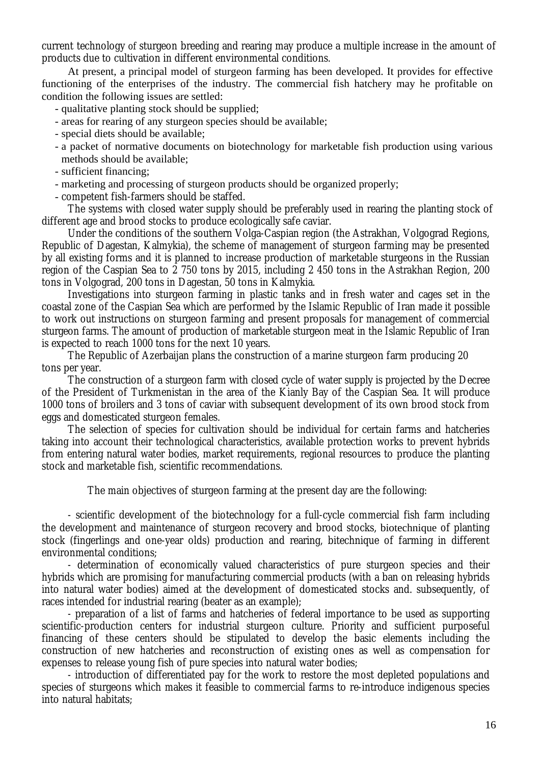current technology of sturgeon breeding and rearing may produce a multiple increase in the amount of products due to cultivation in different environmental conditions.

At present, a principal model of sturgeon farming has been developed. It provides for effective functioning of the enterprises of the industry. The commercial fish hatchery may he profitable on condition the following issues are settled:

- qualitative planting stock should be supplied;
- areas for rearing of any sturgeon species should be available;
- special diets should be available;
- a packet of normative documents on biotechnology for marketable fish production using various methods should be available;
- sufficient financing;
- marketing and processing of sturgeon products should be organized properly;
- competent fish-farmers should be staffed.

The systems with closed water supply should be preferably used in rearing the planting stock of different age and brood stocks to produce ecologically safe caviar.

Under the conditions of the southern Volga-Caspian region (the Astrakhan, Volgograd Regions, Republic of Dagestan, Kalmykia), the scheme of management of sturgeon farming may be presented by all existing forms and it is planned to increase production of marketable sturgeons in the Russian region of the Caspian Sea to 2 750 tons by 2015, including 2 450 tons in the Astrakhan Region, 200 tons in Volgograd, 200 tons in Dagestan, 50 tons in Kalmykia.

Investigations into sturgeon farming in plastic tanks and in fresh water and cages set in the coastal zone of the Caspian Sea which are performed by the Islamic Republic of Iran made it possible to work out instructions on sturgeon farming and present proposals for management of commercial sturgeon farms. The amount of production of marketable sturgeon meat in the Islamic Republic of Iran is expected to reach 1000 tons for the next 10 years.

The Republic of Azerbaijan plans the construction of a marine sturgeon farm producing 20 tons per year.

The construction of a sturgeon farm with closed cycle of water supply is projected by the Decree of the President of Turkmenistan in the area of the Kianly Bay of the Caspian Sea. It will produce 1000 tons of broilers and 3 tons of caviar with subsequent development of its own brood stock from eggs and domesticated sturgeon females.

The selection of species for cultivation should be individual for certain farms and hatcheries taking into account their technological characteristics, available protection works to prevent hybrids from entering natural water bodies, market requirements, regional resources to produce the planting stock and marketable fish, scientific recommendations.

The main objectives of sturgeon farming at the present day are the following:

- scientific development of the biotechnology for a full-cycle commercial fish farm including the development and maintenance of sturgeon recovery and brood stocks, biotechnique of planting stock (fingerlings and one-year olds) production and rearing, bitechnique of farming in different environmental conditions;
- determination of economically valued characteristics of pure sturgeon species and their hybrids which are promising for manufacturing commercial products (with a ban on releasing hybrids into natural water bodies) aimed at the development of domesticated stocks and. subsequently, of races intended for industrial rearing (beater as an example);
- preparation of a list of farms and hatcheries of federal importance to be used as supporting scientific-production centers for industrial sturgeon culture. Priority and sufficient purposeful financing of these centers should be stipulated to develop the basic elements including the construction of new hatcheries and reconstruction of existing ones as well as compensation for expenses to release young fish of pure species into natural water bodies;
- introduction of differentiated pay for the work to restore the most depleted populations and species of sturgeons which makes it feasible to commercial farms to re-introduce indigenous species into natural habitats;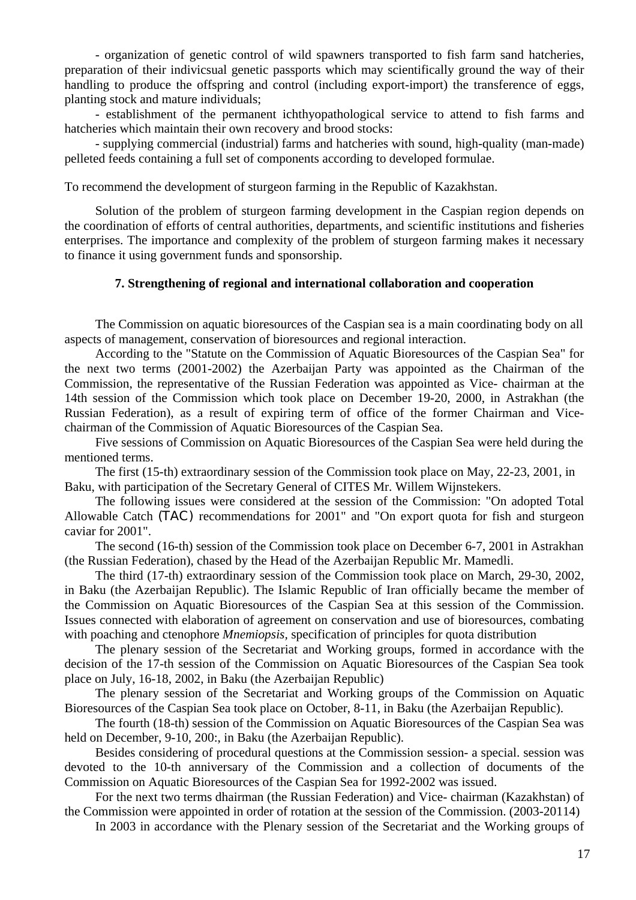- organization of genetic control of wild spawners transported to fish farm sand hatcheries, preparation of their indivicsual genetic passports which may scientifically ground the way of their handling to produce the offspring and control (including export-import) the transference of eggs, planting stock and mature individuals;

- establishment of the permanent ichthyopathological service to attend to fish farms and hatcheries which maintain their own recovery and brood stocks:

- supplying commercial (industrial) farms and hatcheries with sound, high-quality (man-made) pelleted feeds containing a full set of components according to developed formulae.

To recommend the development of sturgeon farming in the Republic of Kazakhstan.

Solution of the problem of sturgeon farming development in the Caspian region depends on the coordination of efforts of central authorities, departments, and scientific institutions and fisheries enterprises. The importance and complexity of the problem of sturgeon farming makes it necessary to finance it using government funds and sponsorship.

## 7. Strengthening of regional and international collaboration and cooperation

The Commission on aquatic bioresources of the Caspian sea is a main coordinating body on all aspects of management, conservation of bioresources and regional interaction.

According to the "Statute on the Commission of Aquatic Bioresources of the Caspian Sea" for the next two terms (2001-2002) the Azerbaijan Party was appointed as the Chairman of the Commission, the representative of the Russian Federation was appointed as Vice- chairman at the 14th session of the Commission which took place on December 19-20, 2000, in Astrakhan (the Russian Federation), as a result of expiring term of office of the former Chairman and Vice-chairman of the Commission of Aquatic Bioresources of the Caspian Sea.

Five sessions of Commission on Aquatic Bioresources of the Caspian Sea were held during the mentioned terms.

The first (15-th) extraordinary session of the Commission took place on May, 22-23, 2001, in Baku, with participation of the Secretary General of CITES Mr. Willem Wijnstekers.

The following issues were considered at the session of the Commission: "On adopted Total Allowable Catch (TAC) recommendations for 2001" and "On export quota for fish and sturgeon caviar for 2001".

The second (16-th) session of the Commission took place on December 6-7, 2001 in Astrakhan (the Russian Federation), chased by the Head of the Azerbaijan Republic Mr. Mamedli.

The third (17-th) extraordinary session of the Commission took place on March, 29-30, 2002, in Baku (the Azerbaijan Republic). The Islamic Republic of Iran officially became the member of the Commission on Aquatic Bioresources of the Caspian Sea at this session of the Commission. Issues connected with elaboration of agreement on conservation and use of bioresources, combating with poaching and ctenophore *Mnemiopsis*, specification of principles for quota distribution

The plenary session of the Secretariat and Working groups, formed in accordance with the decision of the 17-th session of the Commission on Aquatic Bioresources of the Caspian Sea took place on July, 16-18, 2002, in Baku (the Azerbaijan Republic)

The plenary session of the Secretariat and Working groups of the Commission on Aquatic Bioresources of the Caspian Sea took place on October, 8-11, in Baku (the Azerbaijan Republic).

The fourth (18-th) session of the Commission on Aquatic Bioresources of the Caspian Sea was held on December, 9-10, 200:, in Baku (the Azerbaijan Republic).

Besides considering of procedural questions at the Commission session- a special. session was devoted to the 10-th anniversary of the Commission and a collection of documents of the Commission on Aquatic Bioresources of the Caspian Sea for 1992-2002 was issued.

For the next two terms dhairman (the Russian Federation) and Vice- chairman (Kazakhstan) of the Commission were appointed in order of rotation at the session of the Commission. (2003-20114)

In 2003 in accordance with the Plenary session of the Secretariat and the Working groups of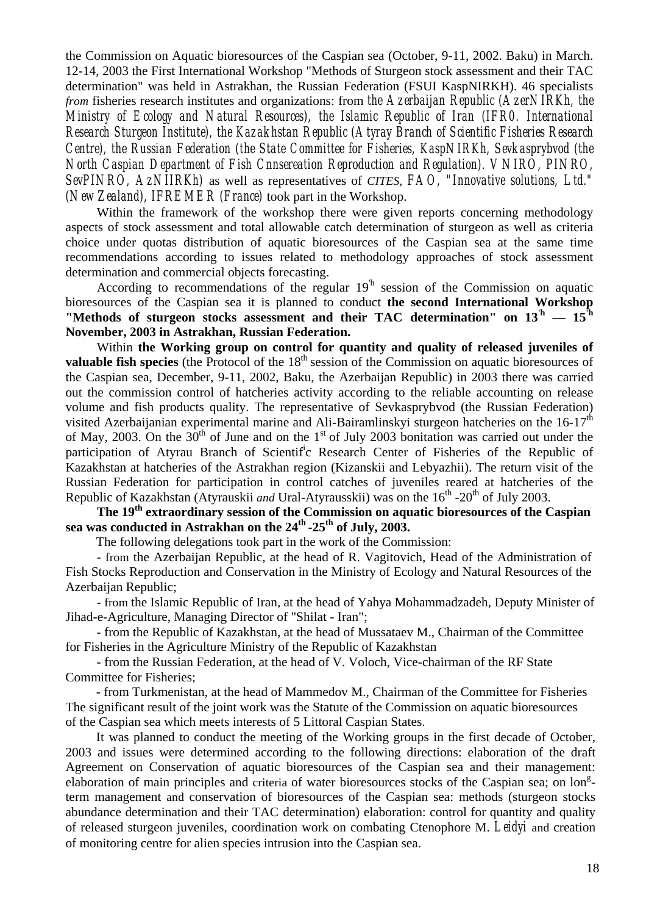the Commission on Aquatic bioresources of the Caspian sea (October, 9-11, 2002. Baku) in March. 12-14, 2003 the First International Workshop "Methods of Sturgeon stock assessment and their TAC determination" was held in Astrakhan, the Russian Federation (FSUI KaspNIRKH). 46 specialists *from* fisheries research institutes and organizations: from *the Azerbaijan Republic (AzerNIRKh, the Ministry of Ecology and Natural Resources), the Islamic Republic of Iran (IFRO. International Research Sturgeon Institute), the Kazakhstan Republic (Atyray Branch of Scientific Fisheries Research Centre), the Russian Federation (the State Committee for Fisheries, KaspNIRKh, Sevkasprybvod (the North Caspian Department of Fish Cnnsereation Reproduction and Regulation). VNIRO, PINRO, SevPINRO, AzNIIRKh)* as well as representatives of *CITES, FAO, "Innovative solutions, Ltd." (New Zealand), IFREMER (France)* took part in the Workshop.

Within the framework of the workshop there were given reports concerning methodology aspects of stock assessment and total allowable catch determination of sturgeon as well as criteria choice under quotas distribution of aquatic bioresources of the Caspian sea at the same time recommendations according to issues related to methodology approaches of stock assessment determination and commercial objects forecasting.

According to recommendations of the regular 19'h session of the Commission on aquatic bioresources of the Caspian sea it is planned to conduct **the second International Workshop "Methods of sturgeon stocks assessment and their TAC determination" on 13'h — 15'h November, 2003 in Astrakhan, Russian Federation.**

Within **the Working group on control for quantity and quality of released juveniles of valuable fish species** (the Protocol of the 18th session of the Commission on aquatic bioresources of the Caspian sea, December, 9-11, 2002, Baku, the Azerbaijan Republic) in 2003 there was carried out the commission control of hatcheries activity according to the reliable accounting on release volume and fish products quality. The representative of Sevkasprybvod (the Russian Federation) visited Azerbaijanian experimental marine and Ali-Bairamlinskyi sturgeon hatcheries on the 16-17th of May, 2003. On the 30th of June and on the 1st of July 2003 bonitation was carried out under the participation of Atyrau Branch of Scientific Research Center of Fisheries of the Republic of Kazakhstan at hatcheries of the Astrakhan region (Kizanskii and Lebyazhii). The return visit of the Russian Federation for participation in control catches of juveniles reared at hatcheries of the Republic of Kazakhstan (Atyrauskii *and* Ural-Atyrausskii) was on the 16th -20th of July 2003.

**The 19th extraordinary session of the Commission on aquatic bioresources of the Caspian sea was conducted in Astrakhan on the 24th -25th of July, 2003.**

The following delegations took part in the work of the Commission:

- from the Azerbaijan Republic, at the head of R. Vagitovich, Head of the Administration of Fish Stocks Reproduction and Conservation in the Ministry of Ecology and Natural Resources of the Azerbaijan Republic;

- from the Islamic Republic of Iran, at the head of Yahya Mohammadzadeh, Deputy Minister of Jihad-e-Agriculture, Managing Director of "Shilat - Iran";

- from the Republic of Kazakhstan, at the head of Mussataev M., Chairman of the Committee for Fisheries in the Agriculture Ministry of the Republic of Kazakhstan

- from the Russian Federation, at the head of V. Voloch, Vice-chairman of the RF State Committee for Fisheries;

- from Turkmenistan, at the head of Mammedov M., Chairman of the Committee for Fisheries

The significant result of the joint work was the Statute of the Commission on aquatic bioresources of the Caspian sea which meets interests of 5 Littoral Caspian States.

It was planned to conduct the meeting of the Working groups in the first decade of October, 2003 and issues were determined according to the following directions: elaboration of the draft Agreement on Conservation of aquatic bioresources of the Caspian sea and their management: elaboration of main principles and criteria of water bioresources stocks of the Caspian sea; on long-term management and conservation of bioresources of the Caspian sea: methods (sturgeon stocks abundance determination and their TAC determination) elaboration: control for quantity and quality of released sturgeon juveniles, coordination work on combating Ctenophore M. *Leidyi* and creation of monitoring centre for alien species intrusion into the Caspian sea.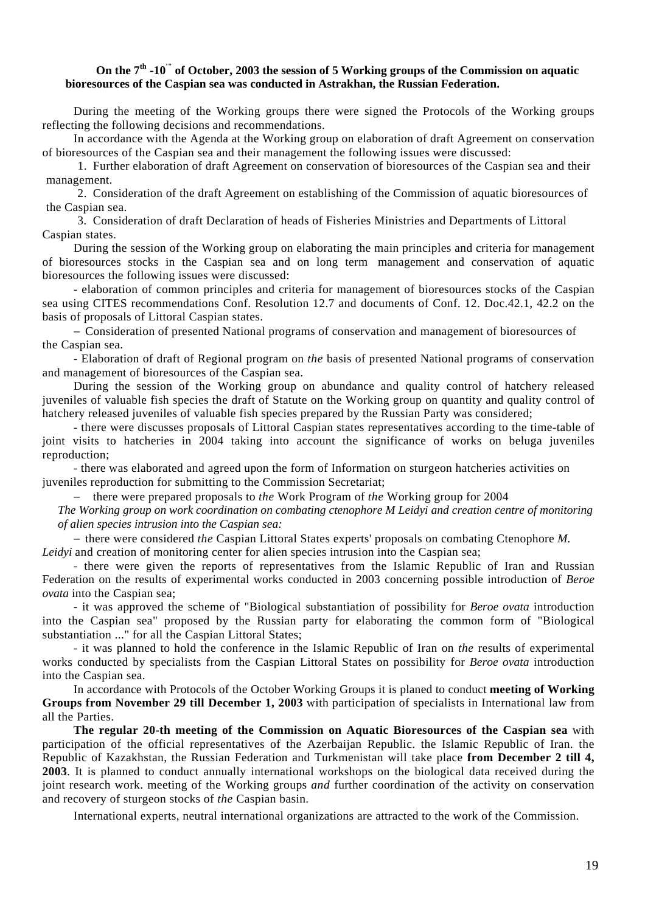**On the 7th -10th of October, 2003 the session of 5 Working groups of the Commission on aquatic bioresources of the Caspian sea was conducted in Astrakhan, the Russian Federation.**

During the meeting of the Working groups there were signed the Protocols of the Working groups reflecting the following decisions and recommendations.

In accordance with the Agenda at the Working group on elaboration of draft Agreement on conservation of bioresources of the Caspian sea and their management the following issues were discussed:

1. Further elaboration of draft Agreement on conservation of bioresources of the Caspian sea and their management.
2. Consideration of the draft Agreement on establishing of the Commission of aquatic bioresources of the Caspian sea.
3. Consideration of draft Declaration of heads of Fisheries Ministries and Departments of Littoral Caspian states.

During the session of the Working group on elaborating the main principles and criteria for management of bioresources stocks in the Caspian sea and on long term management and conservation of aquatic bioresources the following issues were discussed:

- elaboration of common principles and criteria for management of bioresources stocks of the Caspian sea using CITES recommendations Conf. Resolution 12.7 and documents of Conf. 12. Doc.42.1, 42.2 on the basis of proposals of Littoral Caspian states.
- Consideration of presented National programs of conservation and management of bioresources of the Caspian sea.
- Elaboration of draft of Regional program on *the* basis of presented National programs of conservation and management of bioresources of the Caspian sea.

During the session of the Working group on abundance and quality control of hatchery released juveniles of valuable fish species the draft of Statute on the Working group on quantity and quality control of hatchery released juveniles of valuable fish species prepared by the Russian Party was considered;

- there were discusses proposals of Littoral Caspian states representatives according to the time-table of joint visits to hatcheries in 2004 taking into account the significance of works on beluga juveniles reproduction;
- there was elaborated and agreed upon the form of Information on sturgeon hatcheries activities on juveniles reproduction for submitting to the Commission Secretariat;
- there were prepared proposals to *the* Work Program of *the* Working group for 2004

*The Working group on work coordination on combating ctenophore M Leidyi and creation centre of monitoring of alien species intrusion into the Caspian sea:*

- there were considered *the* Caspian Littoral States experts' proposals on combating Ctenophore *M. Leidyi* and creation of monitoring center for alien species intrusion into the Caspian sea;
- there were given the reports of representatives from the Islamic Republic of Iran and Russian Federation on the results of experimental works conducted in 2003 concerning possible introduction of *Beroe ovata* into the Caspian sea;
- it was approved the scheme of "Biological substantiation of possibility for *Beroe ovata* introduction into the Caspian sea" proposed by the Russian party for elaborating the common form of "Biological substantiation ..." for all the Caspian Littoral States;
- it was planned to hold the conference in the Islamic Republic of Iran on *the* results of experimental works conducted by specialists from the Caspian Littoral States on possibility for *Beroe ovata* introduction into the Caspian sea.

In accordance with Protocols of the October Working Groups it is planed to conduct **meeting of Working Groups from November 29 till December 1, 2003** with participation of specialists in International law from all the Parties.

**The regular 20-th meeting of the Commission on Aquatic Bioresources of the Caspian sea** with participation of the official representatives of the Azerbaijan Republic. the Islamic Republic of Iran. the Republic of Kazakhstan, the Russian Federation and Turkmenistan will take place **from December 2 till 4, 2003**. It is planned to conduct annually international workshops on the biological data received during the joint research work. meeting of the Working groups *and* further coordination of the activity on conservation and recovery of sturgeon stocks of *the* Caspian basin.

International experts, neutral international organizations are attracted to the work of the Commission.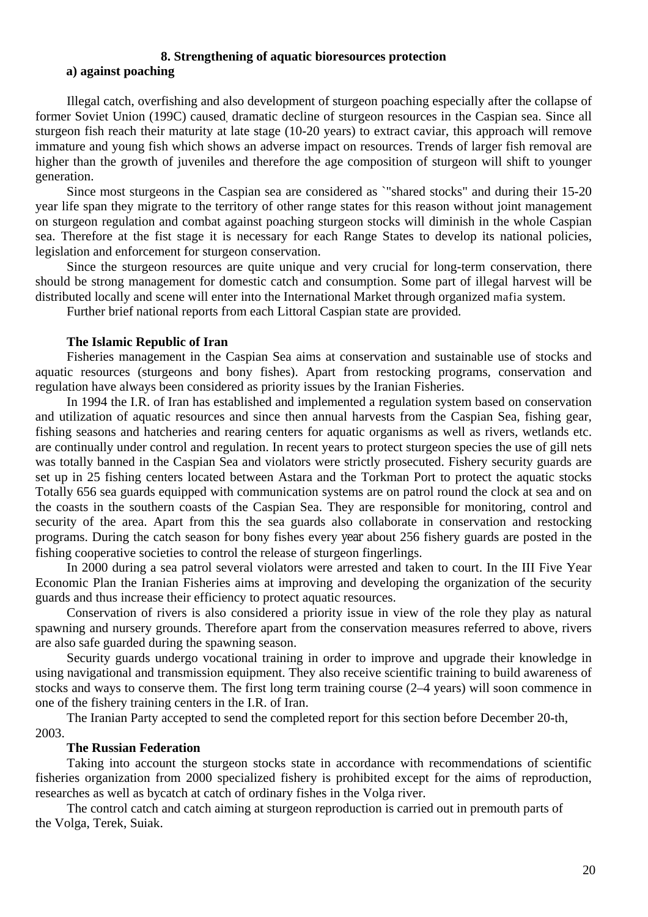## 8. Strengthening of aquatic bioresources protection

### a) against poaching

Illegal catch, overfishing and also development of sturgeon poaching especially after the collapse of former Soviet Union (199C) caused, dramatic decline of sturgeon resources in the Caspian sea. Since all sturgeon fish reach their maturity at late stage (10-20 years) to extract caviar, this approach will remove immature and young fish which shows an adverse impact on resources. Trends of larger fish removal are higher than the growth of juveniles and therefore the age composition of sturgeon will shift to younger generation.

Since most sturgeons in the Caspian sea are considered as `"shared stocks" and during their 15-20 year life span they migrate to the territory of other range states for this reason without joint management on sturgeon regulation and combat against poaching sturgeon stocks will diminish in the whole Caspian sea. Therefore at the fist stage it is necessary for each Range States to develop its national policies, legislation and enforcement for sturgeon conservation.

Since the sturgeon resources are quite unique and very crucial for long-term conservation, there should be strong management for domestic catch and consumption. Some part of illegal harvest will be distributed locally and scene will enter into the International Market through organized mafia system.

Further brief national reports from each Littoral Caspian state are provided.

**The Islamic Republic of Iran**

Fisheries management in the Caspian Sea aims at conservation and sustainable use of stocks and aquatic resources (sturgeons and bony fishes). Apart from restocking programs, conservation and regulation have always been considered as priority issues by the Iranian Fisheries.

In 1994 the I.R. of Iran has established and implemented a regulation system based on conservation and utilization of aquatic resources and since then annual harvests from the Caspian Sea, fishing gear, fishing seasons and hatcheries and rearing centers for aquatic organisms as well as rivers, wetlands etc. are continually under control and regulation. In recent years to protect sturgeon species the use of gill nets was totally banned in the Caspian Sea and violators were strictly prosecuted. Fishery security guards are set up in 25 fishing centers located between Astara and the Torkman Port to protect the aquatic stocks Totally 656 sea guards equipped with communication systems are on patrol round the clock at sea and on the coasts in the southern coasts of the Caspian Sea. They are responsible for monitoring, control and security of the area. Apart from this the sea guards also collaborate in conservation and restocking programs. During the catch season for bony fishes every year about 256 fishery guards are posted in the fishing cooperative societies to control the release of sturgeon fingerlings.

In 2000 during a sea patrol several violators were arrested and taken to court. In the III Five Year Economic Plan the Iranian Fisheries aims at improving and developing the organization of the security guards and thus increase their efficiency to protect aquatic resources.

Conservation of rivers is also considered a priority issue in view of the role they play as natural spawning and nursery grounds. Therefore apart from the conservation measures referred to above, rivers are also safe guarded during the spawning season.

Security guards undergo vocational training in order to improve and upgrade their knowledge in using navigational and transmission equipment. They also receive scientific training to build awareness of stocks and ways to conserve them. The first long term training course (2–4 years) will soon commence in one of the fishery training centers in the I.R. of Iran.

The Iranian Party accepted to send the completed report for this section before December 20-th, 2003.

**The Russian Federation**

Taking into account the sturgeon stocks state in accordance with recommendations of scientific fisheries organization from 2000 specialized fishery is prohibited except for the aims of reproduction, researches as well as bycatch at catch of ordinary fishes in the Volga river.

The control catch and catch aiming at sturgeon reproduction is carried out in premouth parts of the Volga, Terek, Suiak.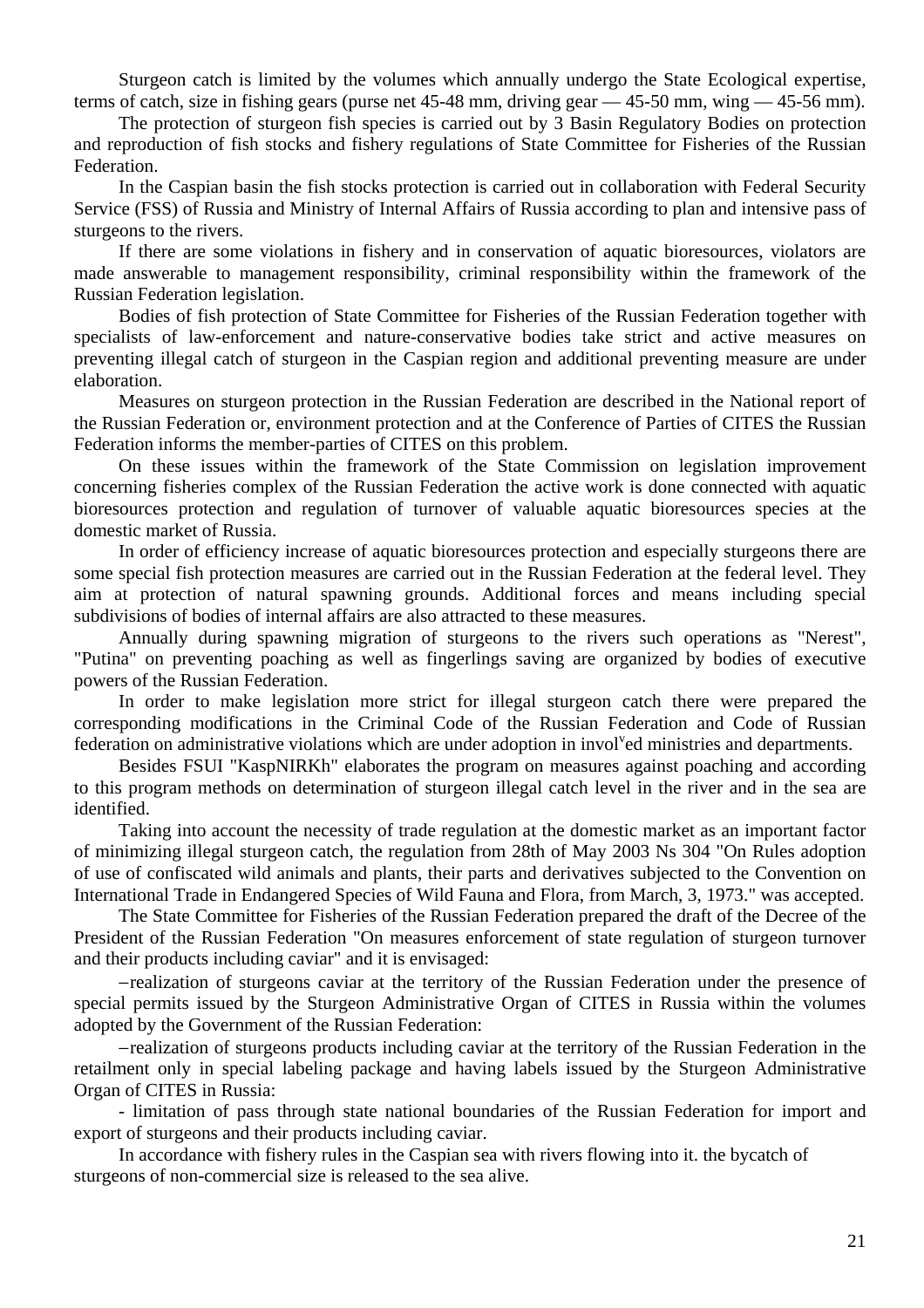Sturgeon catch is limited by the volumes which annually undergo the State Ecological expertise, terms of catch, size in fishing gears (purse net 45-48 mm, driving gear — 45-50 mm, wing — 45-56 mm).

The protection of sturgeon fish species is carried out by 3 Basin Regulatory Bodies on protection and reproduction of fish stocks and fishery regulations of State Committee for Fisheries of the Russian Federation.

In the Caspian basin the fish stocks protection is carried out in collaboration with Federal Security Service (FSS) of Russia and Ministry of Internal Affairs of Russia according to plan and intensive pass of sturgeons to the rivers.

If there are some violations in fishery and in conservation of aquatic bioresources, violators are made answerable to management responsibility, criminal responsibility within the framework of the Russian Federation legislation.

Bodies of fish protection of State Committee for Fisheries of the Russian Federation together with specialists of law-enforcement and nature-conservative bodies take strict and active measures on preventing illegal catch of sturgeon in the Caspian region and additional preventing measure are under elaboration.

Measures on sturgeon protection in the Russian Federation are described in the National report of the Russian Federation or, environment protection and at the Conference of Parties of CITES the Russian Federation informs the member-parties of CITES on this problem.

On these issues within the framework of the State Commission on legislation improvement concerning fisheries complex of the Russian Federation the active work is done connected with aquatic bioresources protection and regulation of turnover of valuable aquatic bioresources species at the domestic market of Russia.

In order of efficiency increase of aquatic bioresources protection and especially sturgeons there are some special fish protection measures are carried out in the Russian Federation at the federal level. They aim at protection of natural spawning grounds. Additional forces and means including special subdivisions of bodies of internal affairs are also attracted to these measures.

Annually during spawning migration of sturgeons to the rivers such operations as "Nerest", "Putina" on preventing poaching as well as fingerlings saving are organized by bodies of executive powers of the Russian Federation.

In order to make legislation more strict for illegal sturgeon catch there were prepared the corresponding modifications in the Criminal Code of the Russian Federation and Code of Russian federation on administrative violations which are under adoption in involᵛed ministries and departments.

Besides FSUI "KaspNIRKh" elaborates the program on measures against poaching and according to this program methods on determination of sturgeon illegal catch level in the river and in the sea are identified.

Taking into account the necessity of trade regulation at the domestic market as an important factor of minimizing illegal sturgeon catch, the regulation from 28th of May 2003 Ns 304 "On Rules adoption of use of confiscated wild animals and plants, their parts and derivatives subjected to the Convention on International Trade in Endangered Species of Wild Fauna and Flora, from March, 3, 1973." was accepted.

The State Committee for Fisheries of the Russian Federation prepared the draft of the Decree of the President of the Russian Federation "On measures enforcement of state regulation of sturgeon turnover and their products including caviar" and it is envisaged:

–realization of sturgeons caviar at the territory of the Russian Federation under the presence of special permits issued by the Sturgeon Administrative Organ of CITES in Russia within the volumes adopted by the Government of the Russian Federation:

–realization of sturgeons products including caviar at the territory of the Russian Federation in the retailment only in special labeling package and having labels issued by the Sturgeon Administrative Organ of CITES in Russia:

- limitation of pass through state national boundaries of the Russian Federation for import and export of sturgeons and their products including caviar.

In accordance with fishery rules in the Caspian sea with rivers flowing into it. the bycatch of sturgeons of non-commercial size is released to the sea alive.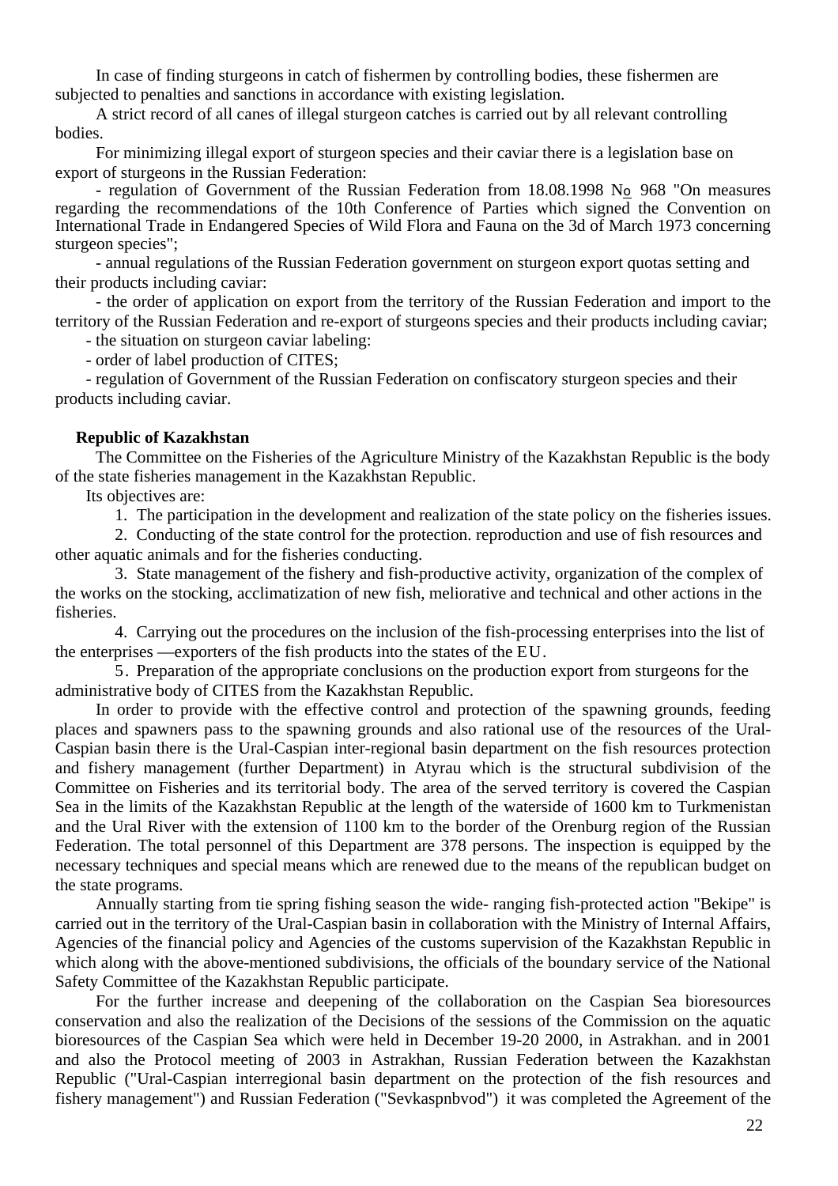In case of finding sturgeons in catch of fishermen by controlling bodies, these fishermen are subjected to penalties and sanctions in accordance with existing legislation.

A strict record of all canes of illegal sturgeon catches is carried out by all relevant controlling bodies.

For minimizing illegal export of sturgeon species and their caviar there is a legislation base on export of sturgeons in the Russian Federation:

- regulation of Government of the Russian Federation from 18.08.1998 No 968 "On measures regarding the recommendations of the 10th Conference of Parties which signed the Convention on International Trade in Endangered Species of Wild Flora and Fauna on the 3d of March 1973 concerning sturgeon species";
- annual regulations of the Russian Federation government on sturgeon export quotas setting and their products including caviar:
- the order of application on export from the territory of the Russian Federation and import to the territory of the Russian Federation and re-export of sturgeons species and their products including caviar;
- the situation on sturgeon caviar labeling:
- order of label production of CITES;
- regulation of Government of the Russian Federation on confiscatory sturgeon species and their products including caviar.

**Republic of Kazakhstan**

The Committee on the Fisheries of the Agriculture Ministry of the Kazakhstan Republic is the body of the state fisheries management in the Kazakhstan Republic.

Its objectives are:

1. The participation in the development and realization of the state policy on the fisheries issues.
2. Conducting of the state control for the protection. reproduction and use of fish resources and other aquatic animals and for the fisheries conducting.
3. State management of the fishery and fish-productive activity, organization of the complex of the works on the stocking, acclimatization of new fish, meliorative and technical and other actions in the fisheries.
4. Carrying out the procedures on the inclusion of the fish-processing enterprises into the list of the enterprises —exporters of the fish products into the states of the EU.
5. Preparation of the appropriate conclusions on the production export from sturgeons for the administrative body of CITES from the Kazakhstan Republic.

In order to provide with the effective control and protection of the spawning grounds, feeding places and spawners pass to the spawning grounds and also rational use of the resources of the Ural-Caspian basin there is the Ural-Caspian inter-regional basin department on the fish resources protection and fishery management (further Department) in Atyrau which is the structural subdivision of the Committee on Fisheries and its territorial body. The area of the served territory is covered the Caspian Sea in the limits of the Kazakhstan Republic at the length of the waterside of 1600 km to Turkmenistan and the Ural River with the extension of 1100 km to the border of the Orenburg region of the Russian Federation. The total personnel of this Department are 378 persons. The inspection is equipped by the necessary techniques and special means which are renewed due to the means of the republican budget on the state programs.

Annually starting from tie spring fishing season the wide- ranging fish-protected action "Bekipe" is carried out in the territory of the Ural-Caspian basin in collaboration with the Ministry of Internal Affairs, Agencies of the financial policy and Agencies of the customs supervision of the Kazakhstan Republic in which along with the above-mentioned subdivisions, the officials of the boundary service of the National Safety Committee of the Kazakhstan Republic participate.

For the further increase and deepening of the collaboration on the Caspian Sea bioresources conservation and also the realization of the Decisions of the sessions of the Commission on the aquatic bioresources of the Caspian Sea which were held in December 19-20 2000, in Astrakhan. and in 2001 and also the Protocol meeting of 2003 in Astrakhan, Russian Federation between the Kazakhstan Republic ("Ural-Caspian interregional basin department on the protection of the fish resources and fishery management") and Russian Federation ("Sevkaspnbvod") it was completed the Agreement of the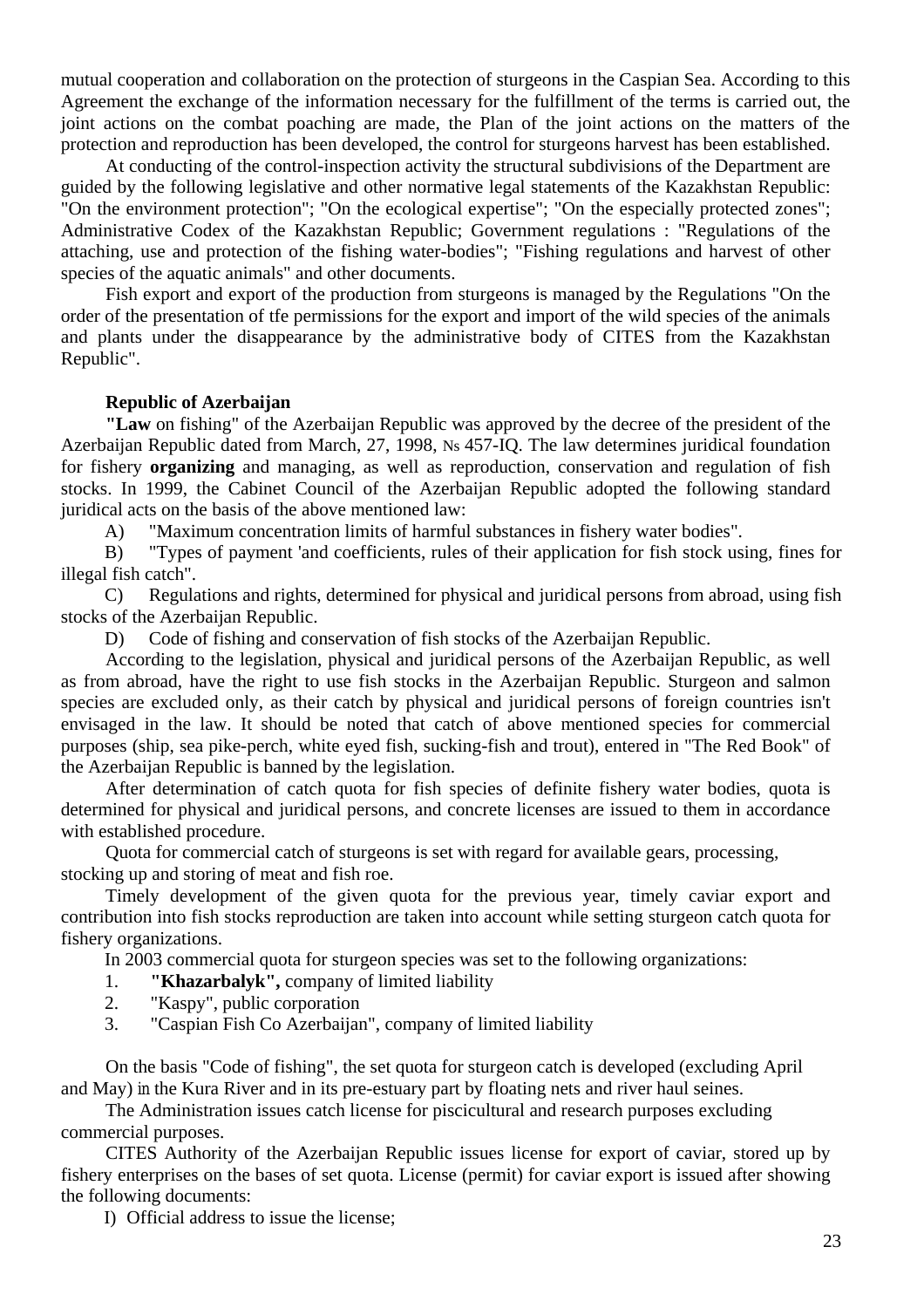mutual cooperation and collaboration on the protection of sturgeons in the Caspian Sea. According to this Agreement the exchange of the information necessary for the fulfillment of the terms is carried out, the joint actions on the combat poaching are made, the Plan of the joint actions on the matters of the protection and reproduction has been developed, the control for sturgeons harvest has been established.

At conducting of the control-inspection activity the structural subdivisions of the Department are guided by the following legislative and other normative legal statements of the Kazakhstan Republic: "On the environment protection"; "On the ecological expertise"; "On the especially protected zones"; Administrative Codex of the Kazakhstan Republic; Government regulations : "Regulations of the attaching, use and protection of the fishing water-bodies"; "Fishing regulations and harvest of other species of the aquatic animals" and other documents.

Fish export and export of the production from sturgeons is managed by the Regulations "On the order of the presentation of tfe permissions for the export and import of the wild species of the animals and plants under the disappearance by the administrative body of CITES from the Kazakhstan Republic".

**Republic of Azerbaijan**

**"Law** on fishing" of the Azerbaijan Republic was approved by the decree of the president of the Azerbaijan Republic dated from March, 27, 1998, Ns 457-IQ. The law determines juridical foundation for fishery **organizing** and managing, as well as reproduction, conservation and regulation of fish stocks. In 1999, the Cabinet Council of the Azerbaijan Republic adopted the following standard juridical acts on the basis of the above mentioned law:

A) "Maximum concentration limits of harmful substances in fishery water bodies".

B) "Types of payment 'and coefficients, rules of their application for fish stock using, fines for illegal fish catch".

C) Regulations and rights, determined for physical and juridical persons from abroad, using fish stocks of the Azerbaijan Republic.

D) Code of fishing and conservation of fish stocks of the Azerbaijan Republic.

According to the legislation, physical and juridical persons of the Azerbaijan Republic, as well as from abroad, have the right to use fish stocks in the Azerbaijan Republic. Sturgeon and salmon species are excluded only, as their catch by physical and juridical persons of foreign countries isn't envisaged in the law. It should be noted that catch of above mentioned species for commercial purposes (ship, sea pike-perch, white eyed fish, sucking-fish and trout), entered in "The Red Book" of the Azerbaijan Republic is banned by the legislation.

After determination of catch quota for fish species of definite fishery water bodies, quota is determined for physical and juridical persons, and concrete licenses are issued to them in accordance with established procedure.

Quota for commercial catch of sturgeons is set with regard for available gears, processing, stocking up and storing of meat and fish roe.

Timely development of the given quota for the previous year, timely caviar export and contribution into fish stocks reproduction are taken into account while setting sturgeon catch quota for fishery organizations.

In 2003 commercial quota for sturgeon species was set to the following organizations:

1. **"Khazarbalyk",** company of limited liability
2. "Kaspy", public corporation
3. "Caspian Fish Co Azerbaijan", company of limited liability

On the basis "Code of fishing", the set quota for sturgeon catch is developed (excluding April and May) in the Kura River and in its pre-estuary part by floating nets and river haul seines.

The Administration issues catch license for piscicultural and research purposes excluding commercial purposes.

CITES Authority of the Azerbaijan Republic issues license for export of caviar, stored up by fishery enterprises on the bases of set quota. License (permit) for caviar export is issued after showing the following documents:

I) Official address to issue the license;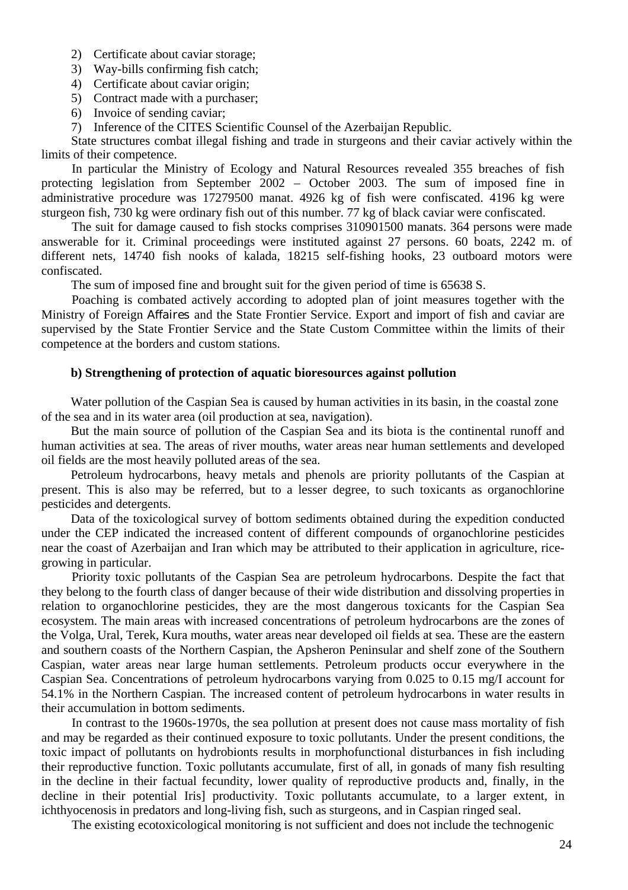2) Certificate about caviar storage;
3) Way-bills confirming fish catch;
4) Certificate about caviar origin;
5) Contract made with a purchaser;
6) Invoice of sending caviar;
7) Inference of the CITES Scientific Counsel of the Azerbaijan Republic.

State structures combat illegal fishing and trade in sturgeons and their caviar actively within the limits of their competence.

In particular the Ministry of Ecology and Natural Resources revealed 355 breaches of fish protecting legislation from September 2002 – October 2003. The sum of imposed fine in administrative procedure was 17279500 manat. 4926 kg of fish were confiscated. 4196 kg were sturgeon fish, 730 kg were ordinary fish out of this number. 77 kg of black caviar were confiscated.

The suit for damage caused to fish stocks comprises 310901500 manats. 364 persons were made answerable for it. Criminal proceedings were instituted against 27 persons. 60 boats, 2242 m. of different nets, 14740 fish nooks of kalada, 18215 self-fishing hooks, 23 outboard motors were confiscated.

The sum of imposed fine and brought suit for the given period of time is 65638 S.

Poaching is combated actively according to adopted plan of joint measures together with the Ministry of Foreign Affaires and the State Frontier Service. Export and import of fish and caviar are supervised by the State Frontier Service and the State Custom Committee within the limits of their competence at the borders and custom stations.

**b) Strengthening of protection of aquatic bioresources against pollution**

Water pollution of the Caspian Sea is caused by human activities in its basin, in the coastal zone of the sea and in its water area (oil production at sea, navigation).

But the main source of pollution of the Caspian Sea and its biota is the continental runoff and human activities at sea. The areas of river mouths, water areas near human settlements and developed oil fields are the most heavily polluted areas of the sea.

Petroleum hydrocarbons, heavy metals and phenols are priority pollutants of the Caspian at present. This is also may be referred, but to a lesser degree, to such toxicants as organochlorine pesticides and detergents.

Data of the toxicological survey of bottom sediments obtained during the expedition conducted under the CEP indicated the increased content of different compounds of organochlorine pesticides near the coast of Azerbaijan and Iran which may be attributed to their application in agriculture, rice-growing in particular.

Priority toxic pollutants of the Caspian Sea are petroleum hydrocarbons. Despite the fact that they belong to the fourth class of danger because of their wide distribution and dissolving properties in relation to organochlorine pesticides, they are the most dangerous toxicants for the Caspian Sea ecosystem. The main areas with increased concentrations of petroleum hydrocarbons are the zones of the Volga, Ural, Terek, Kura mouths, water areas near developed oil fields at sea. These are the eastern and southern coasts of the Northern Caspian, the Apsheron Peninsular and shelf zone of the Southern Caspian, water areas near large human settlements. Petroleum products occur everywhere in the Caspian Sea. Concentrations of petroleum hydrocarbons varying from 0.025 to 0.15 mg/I account for 54.1% in the Northern Caspian. The increased content of petroleum hydrocarbons in water results in their accumulation in bottom sediments.

In contrast to the 1960s-1970s, the sea pollution at present does not cause mass mortality of fish and may be regarded as their continued exposure to toxic pollutants. Under the present conditions, the toxic impact of pollutants on hydrobionts results in morphofunctional disturbances in fish including their reproductive function. Toxic pollutants accumulate, first of all, in gonads of many fish resulting in the decline in their factual fecundity, lower quality of reproductive products and, finally, in the decline in their potential Iris] productivity. Toxic pollutants accumulate, to a larger extent, in ichthyocenosis in predators and long-living fish, such as sturgeons, and in Caspian ringed seal.

The existing ecotoxicological monitoring is not sufficient and does not include the technogenic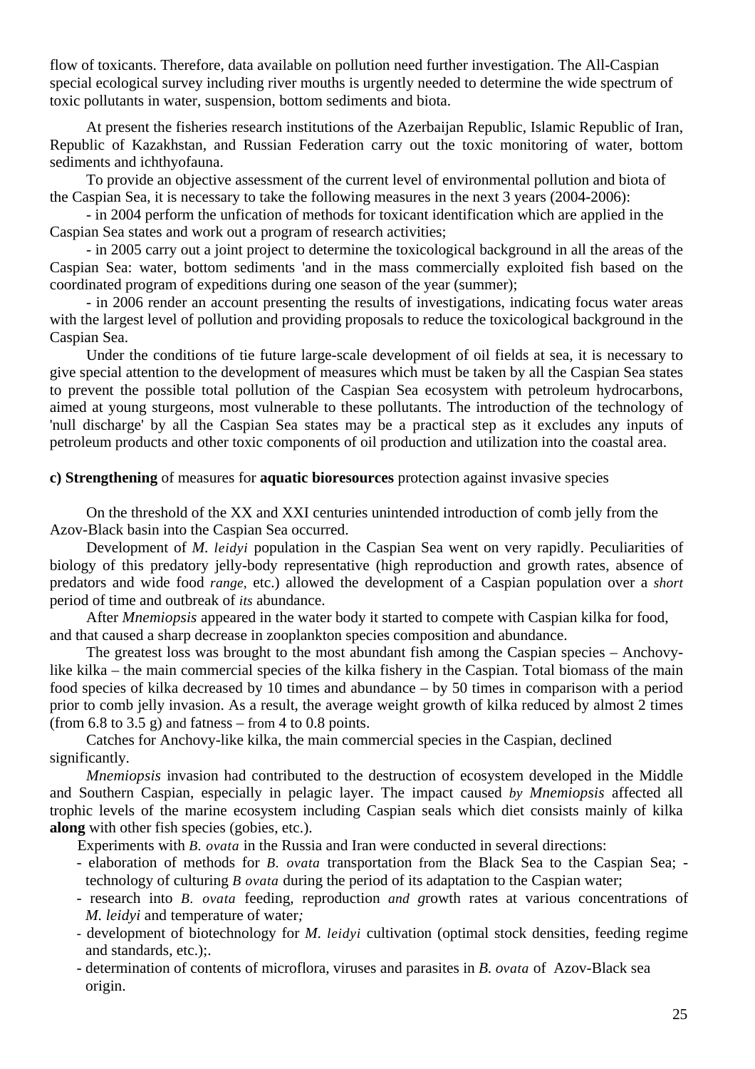flow of toxicants. Therefore, data available on pollution need further investigation. The All-Caspian special ecological survey including river mouths is urgently needed to determine the wide spectrum of toxic pollutants in water, suspension, bottom sediments and biota.

At present the fisheries research institutions of the Azerbaijan Republic, Islamic Republic of Iran, Republic of Kazakhstan, and Russian Federation carry out the toxic monitoring of water, bottom sediments and ichthyofauna.

To provide an objective assessment of the current level of environmental pollution and biota of the Caspian Sea, it is necessary to take the following measures in the next 3 years (2004-2006):

- in 2004 perform the unfication of methods for toxicant identification which are applied in the Caspian Sea states and work out a program of research activities;
- in 2005 carry out a joint project to determine the toxicological background in all the areas of the Caspian Sea: water, bottom sediments 'and in the mass commercially exploited fish based on the coordinated program of expeditions during one season of the year (summer);
- in 2006 render an account presenting the results of investigations, indicating focus water areas with the largest level of pollution and providing proposals to reduce the toxicological background in the Caspian Sea.

Under the conditions of tie future large-scale development of oil fields at sea, it is necessary to give special attention to the development of measures which must be taken by all the Caspian Sea states to prevent the possible total pollution of the Caspian Sea ecosystem with petroleum hydrocarbons, aimed at young sturgeons, most vulnerable to these pollutants. The introduction of the technology of 'null discharge' by all the Caspian Sea states may be a practical step as it excludes any inputs of petroleum products and other toxic components of oil production and utilization into the coastal area.

**c) Strengthening** of measures for **aquatic bioresources** protection against invasive species

On the threshold of the XX and XXI centuries unintended introduction of comb jelly from the Azov-Black basin into the Caspian Sea occurred.

Development of *M. leidyi* population in the Caspian Sea went on very rapidly. Peculiarities of biology of this predatory jelly-body representative (high reproduction and growth rates, absence of predators and wide food *range*, etc.) allowed the development of a Caspian population over a *short* period of time and outbreak of *its* abundance.

After *Mnemiopsis* appeared in the water body it started to compete with Caspian kilka for food, and that caused a sharp decrease in zooplankton species composition and abundance.

The greatest loss was brought to the most abundant fish among the Caspian species – Anchovy-like kilka – the main commercial species of the kilka fishery in the Caspian. Total biomass of the main food species of kilka decreased by 10 times and abundance – by 50 times in comparison with a period prior to comb jelly invasion. As a result, the average weight growth of kilka reduced by almost 2 times (from 6.8 to 3.5 g) and fatness – from 4 to 0.8 points.

Catches for Anchovy-like kilka, the main commercial species in the Caspian, declined significantly.

*Mnemiopsis* invasion had contributed to the destruction of ecosystem developed in the Middle and Southern Caspian, especially in pelagic layer. The impact caused *by Mnemiopsis* affected all trophic levels of the marine ecosystem including Caspian seals which diet consists mainly of kilka **along** with other fish species (gobies, etc.).

Experiments with *B. ovata* in the Russia and Iran were conducted in several directions:

- elaboration of methods for *B. ovata* transportation from the Black Sea to the Caspian Sea; - technology of culturing *B ovata* during the period of its adaptation to the Caspian water;
- research into *B. ovata* feeding, reproduction *and g*rowth rates at various concentrations of *M. leidyi* and temperature of water*;*
- development of biotechnology for *M. leidyi* cultivation (optimal stock densities, feeding regime and standards, etc.);.
- determination of contents of microflora, viruses and parasites in *B. ovata* of Azov-Black sea origin.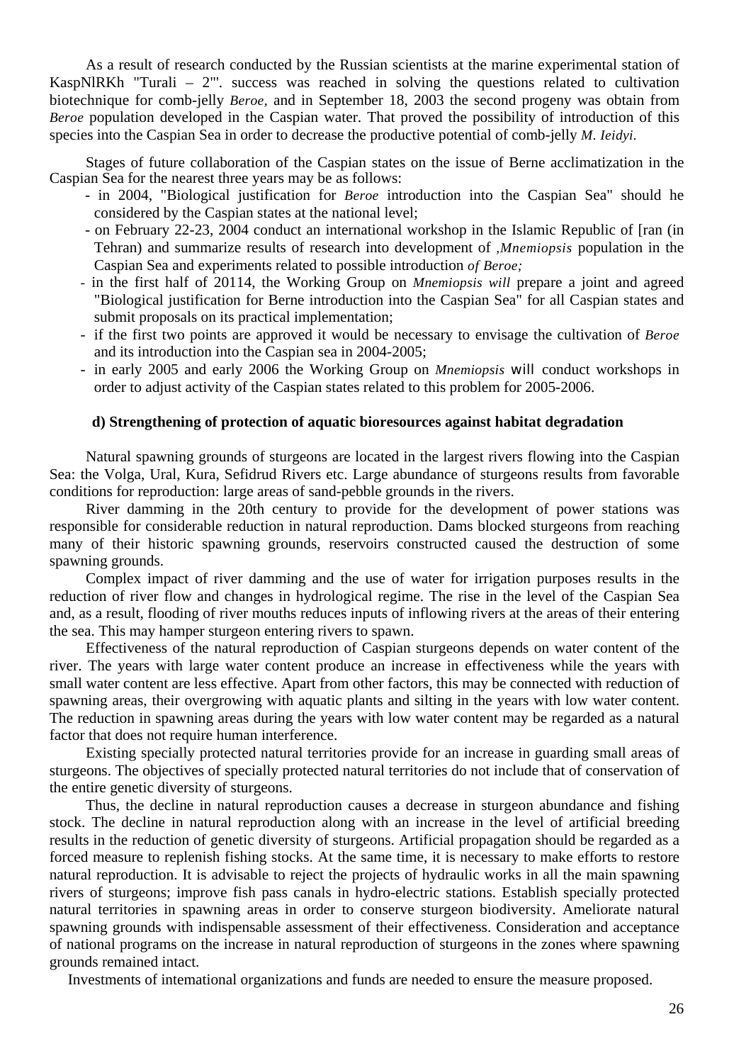As a result of research conducted by the Russian scientists at the marine experimental station of KaspNlRKh "Turali – 2"'. success was reached in solving the questions related to cultivation biotechnique for comb-jelly *Beroe,* and in September 18, 2003 the second progeny was obtain from *Beroe* population developed in the Caspian water. That proved the possibility of introduction of this species into the Caspian Sea in order to decrease the productive potential of comb-jelly *M. Ieidyi.*

Stages of future collaboration of the Caspian states on the issue of Berne acclimatization in the Caspian Sea for the nearest three years may be as follows:

- in 2004, "Biological justification for *Beroe* introduction into the Caspian Sea" should he considered by the Caspian states at the national level;
- on February 22-23, 2004 conduct an international workshop in the Islamic Republic of [ran (in Tehran) and summarize results of research into development of *,Mnemiopsis* population in the Caspian Sea and experiments related to possible introduction *of Beroe;*
- in the first half of 20114, the Working Group on *Mnemiopsis will* prepare a joint and agreed "Biological justification for Berne introduction into the Caspian Sea" for all Caspian states and submit proposals on its practical implementation;
- if the first two points are approved it would be necessary to envisage the cultivation of *Beroe* and its introduction into the Caspian sea in 2004-2005;
- in early 2005 and early 2006 the Working Group on *Mnemiopsis* will conduct workshops in order to adjust activity of the Caspian states related to this problem for 2005-2006.

**d) Strengthening of protection of aquatic bioresources against habitat degradation**

Natural spawning grounds of sturgeons are located in the largest rivers flowing into the Caspian Sea: the Volga, Ural, Kura, Sefidrud Rivers etc. Large abundance of sturgeons results from favorable conditions for reproduction: large areas of sand-pebble grounds in the rivers.

River damming in the 20th century to provide for the development of power stations was responsible for considerable reduction in natural reproduction. Dams blocked sturgeons from reaching many of their historic spawning grounds, reservoirs constructed caused the destruction of some spawning grounds.

Complex impact of river damming and the use of water for irrigation purposes results in the reduction of river flow and changes in hydrological regime. The rise in the level of the Caspian Sea and, as a result, flooding of river mouths reduces inputs of inflowing rivers at the areas of their entering the sea. This may hamper sturgeon entering rivers to spawn.

Effectiveness of the natural reproduction of Caspian sturgeons depends on water content of the river. The years with large water content produce an increase in effectiveness while the years with small water content are less effective. Apart from other factors, this may be connected with reduction of spawning areas, their overgrowing with aquatic plants and silting in the years with low water content. The reduction in spawning areas during the years with low water content may be regarded as a natural factor that does not require human interference.

Existing specially protected natural territories provide for an increase in guarding small areas of sturgeons. The objectives of specially protected natural territories do not include that of conservation of the entire genetic diversity of sturgeons.

Thus, the decline in natural reproduction causes a decrease in sturgeon abundance and fishing stock. The decline in natural reproduction along with an increase in the level of artificial breeding results in the reduction of genetic diversity of sturgeons. Artificial propagation should be regarded as a forced measure to replenish fishing stocks. At the same time, it is necessary to make efforts to restore natural reproduction. It is advisable to reject the projects of hydraulic works in all the main spawning rivers of sturgeons; improve fish pass canals in hydro-electric stations. Establish specially protected natural territories in spawning areas in order to conserve sturgeon biodiversity. Ameliorate natural spawning grounds with indispensable assessment of their effectiveness. Consideration and acceptance of national programs on the increase in natural reproduction of sturgeons in the zones where spawning grounds remained intact.

Investments of intemational organizations and funds are needed to ensure the measure proposed.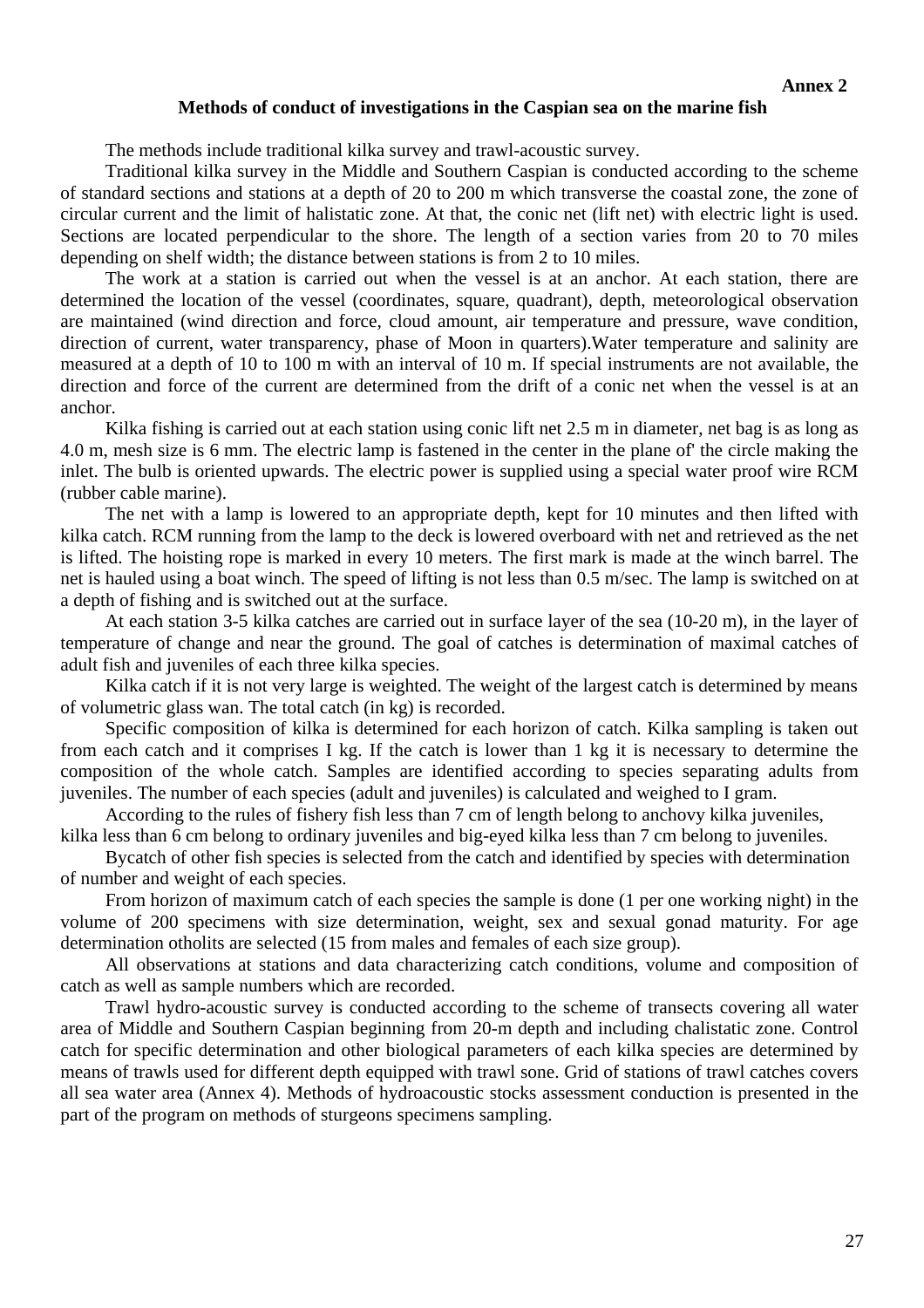**Annex 2**

## Methods of conduct of investigations in the Caspian sea on the marine fish

The methods include traditional kilka survey and trawl-acoustic survey.

Traditional kilka survey in the Middle and Southern Caspian is conducted according to the scheme of standard sections and stations at a depth of 20 to 200 m which transverse the coastal zone, the zone of circular current and the limit of halistatic zone. At that, the conic net (lift net) with electric light is used. Sections are located perpendicular to the shore. The length of a section varies from 20 to 70 miles depending on shelf width; the distance between stations is from 2 to 10 miles.

The work at a station is carried out when the vessel is at an anchor. At each station, there are determined the location of the vessel (coordinates, square, quadrant), depth, meteorological observation are maintained (wind direction and force, cloud amount, air temperature and pressure, wave condition, direction of current, water transparency, phase of Moon in quarters).Water temperature and salinity are measured at a depth of 10 to 100 m with an interval of 10 m. If special instruments are not available, the direction and force of the current are determined from the drift of a conic net when the vessel is at an anchor.

Kilka fishing is carried out at each station using conic lift net 2.5 m in diameter, net bag is as long as 4.0 m, mesh size is 6 mm. The electric lamp is fastened in the center in the plane of' the circle making the inlet. The bulb is oriented upwards. The electric power is supplied using a special water proof wire RCM (rubber cable marine).

The net with a lamp is lowered to an appropriate depth, kept for 10 minutes and then lifted with kilka catch. RCM running from the lamp to the deck is lowered overboard with net and retrieved as the net is lifted. The hoisting rope is marked in every 10 meters. The first mark is made at the winch barrel. The net is hauled using a boat winch. The speed of lifting is not less than 0.5 m/sec. The lamp is switched on at a depth of fishing and is switched out at the surface.

At each station 3-5 kilka catches are carried out in surface layer of the sea (10-20 m), in the layer of temperature of change and near the ground. The goal of catches is determination of maximal catches of adult fish and juveniles of each three kilka species.

Kilka catch if it is not very large is weighted. The weight of the largest catch is determined by means of volumetric glass wan. The total catch (in kg) is recorded.

Specific composition of kilka is determined for each horizon of catch. Kilka sampling is taken out from each catch and it comprises I kg. If the catch is lower than 1 kg it is necessary to determine the composition of the whole catch. Samples are identified according to species separating adults from juveniles. The number of each species (adult and juveniles) is calculated and weighed to I gram.

According to the rules of fishery fish less than 7 cm of length belong to anchovy kilka juveniles, kilka less than 6 cm belong to ordinary juveniles and big-eyed kilka less than 7 cm belong to juveniles.

Bycatch of other fish species is selected from the catch and identified by species with determination of number and weight of each species.

From horizon of maximum catch of each species the sample is done (1 per one working night) in the volume of 200 specimens with size determination, weight, sex and sexual gonad maturity. For age determination otholits are selected (15 from males and females of each size group).

All observations at stations and data characterizing catch conditions, volume and composition of catch as well as sample numbers which are recorded.

Trawl hydro-acoustic survey is conducted according to the scheme of transects covering all water area of Middle and Southern Caspian beginning from 20-m depth and including chalistatic zone. Control catch for specific determination and other biological parameters of each kilka species are determined by means of trawls used for different depth equipped with trawl sone. Grid of stations of trawl catches covers all sea water area (Annex 4). Methods of hydroacoustic stocks assessment conduction is presented in the part of the program on methods of sturgeons specimens sampling.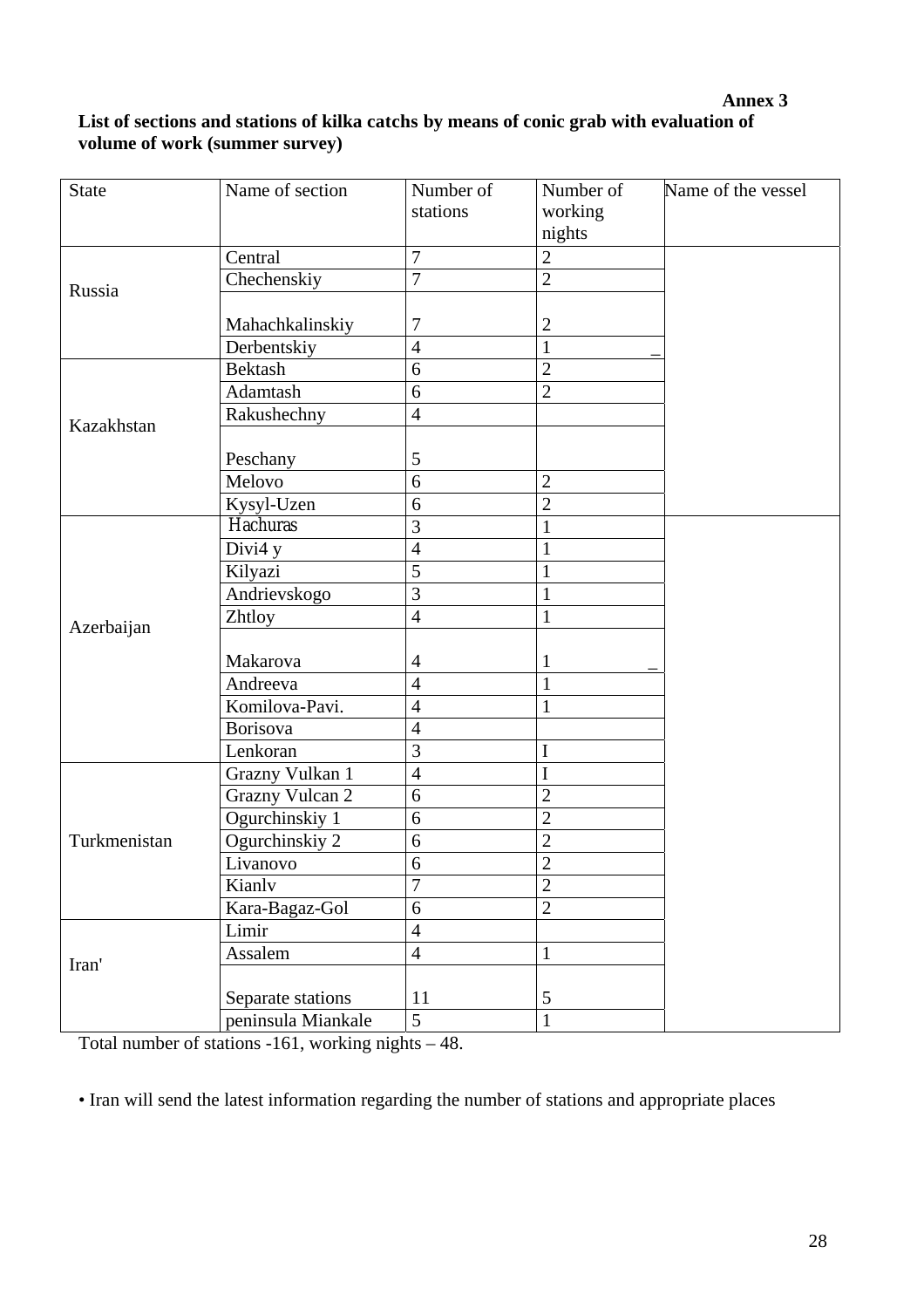**Annex 3**

**List of sections and stations of kilka catchs by means of conic grab with evaluation of volume of work (summer survey)**

| State | Name of section | Number of stations | Number of working nights | Name of the vessel |
|---|---|---|---|---|
| Russia | Central | 7 | 2 | |
| | Chechenskiy | 7 | 2 | |
| | Mahachkalinskiy | 7 | 2 | |
| | Derbentskiy | 4 | 1 | _ |
| Kazakhstan | Bektash | 6 | 2 | |
| | Adamtash | 6 | 2 | |
| | Rakushechny | 4 | | |
| | Peschany | 5 | | |
| | Melovo | 6 | 2 | |
| | Kysyl-Uzen | 6 | 2 | |
| Azerbaijan | Hachuras | 3 | 1 | |
| | Divi4 y | 4 | 1 | |
| | Kilyazi | 5 | 1 | |
| | Andrievskogo | 3 | 1 | |
| | Zhtloy | 4 | 1 | |
| | Makarova | 4 | 1 | _ |
| | Andreeva | 4 | 1 | |
| | Komilova-Pavi. | 4 | 1 | |
| | Borisova | 4 | | |
| | Lenkoran | 3 | I | |
| Turkmenistan | Grazny Vulkan 1 | 4 | I | |
| | Grazny Vulcan 2 | 6 | 2 | |
| | Ogurchinskiy 1 | 6 | 2 | |
| | Ogurchinskiy 2 | 6 | 2 | |
| | Livanovo | 6 | 2 | |
| | Kianlv | 7 | 2 | |
| | Kara-Bagaz-Gol | 6 | 2 | |
| Iran' | Limir | 4 | | |
| | Assalem | 4 | 1 | |
| | Separate stations | 11 | 5 | |
| | peninsula Miankale | 5 | 1 | |

Total number of stations -161, working nights – 48.

- Iran will send the latest information regarding the number of stations and appropriate places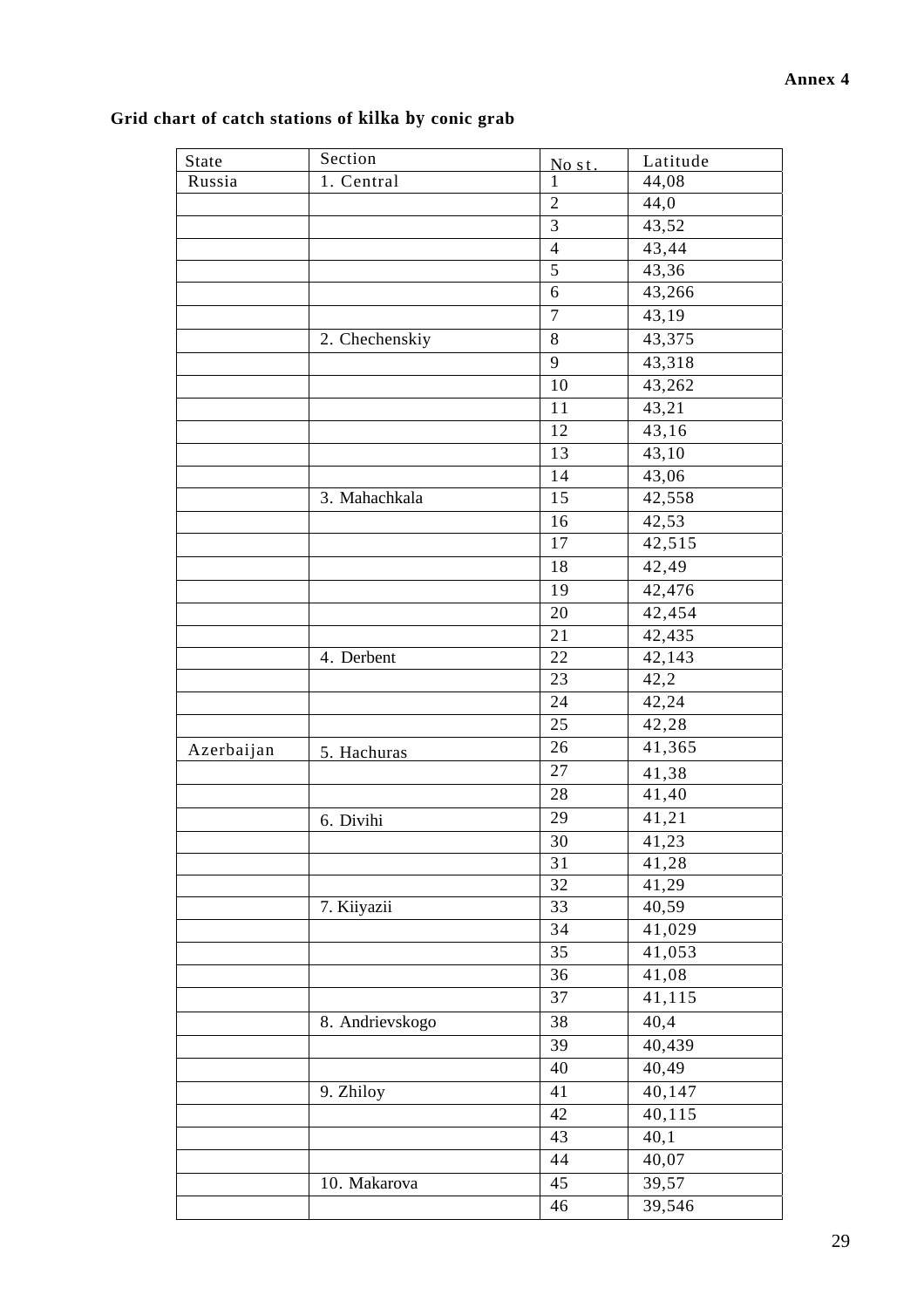**Annex 4**

## Grid chart of catch stations of kilka by conic grab

| State | Section | No st. | Latitude |
|---|---|---|---|
| Russia | 1. Central | 1 | 44,08 |
| | | 2 | 44,0 |
| | | 3 | 43,52 |
| | | 4 | 43,44 |
| | | 5 | 43,36 |
| | | 6 | 43,266 |
| | | 7 | 43,19 |
| | 2. Chechenskiy | 8 | 43,375 |
| | | 9 | 43,318 |
| | | 10 | 43,262 |
| | | 11 | 43,21 |
| | | 12 | 43,16 |
| | | 13 | 43,10 |
| | | 14 | 43,06 |
| | 3. Mahachkala | 15 | 42,558 |
| | | 16 | 42,53 |
| | | 17 | 42,515 |
| | | 18 | 42,49 |
| | | 19 | 42,476 |
| | | 20 | 42,454 |
| | | 21 | 42,435 |
| | 4. Derbent | 22 | 42,143 |
| | | 23 | 42,2 |
| | | 24 | 42,24 |
| | | 25 | 42,28 |
| Azerbaijan | 5. Hachuras | 26 | 41,365 |
| | | 27 | 41,38 |
| | | 28 | 41,40 |
| | 6. Divihi | 29 | 41,21 |
| | | 30 | 41,23 |
| | | 31 | 41,28 |
| | | 32 | 41,29 |
| | 7. Kiiyazii | 33 | 40,59 |
| | | 34 | 41,029 |
| | | 35 | 41,053 |
| | | 36 | 41,08 |
| | | 37 | 41,115 |
| | 8. Andrievskogo | 38 | 40,4 |
| | | 39 | 40,439 |
| | | 40 | 40,49 |
| | 9. Zhiloy | 41 | 40,147 |
| | | 42 | 40,115 |
| | | 43 | 40,1 |
| | | 44 | 40,07 |
| | 10. Makarova | 45 | 39,57 |
| | | 46 | 39,546 |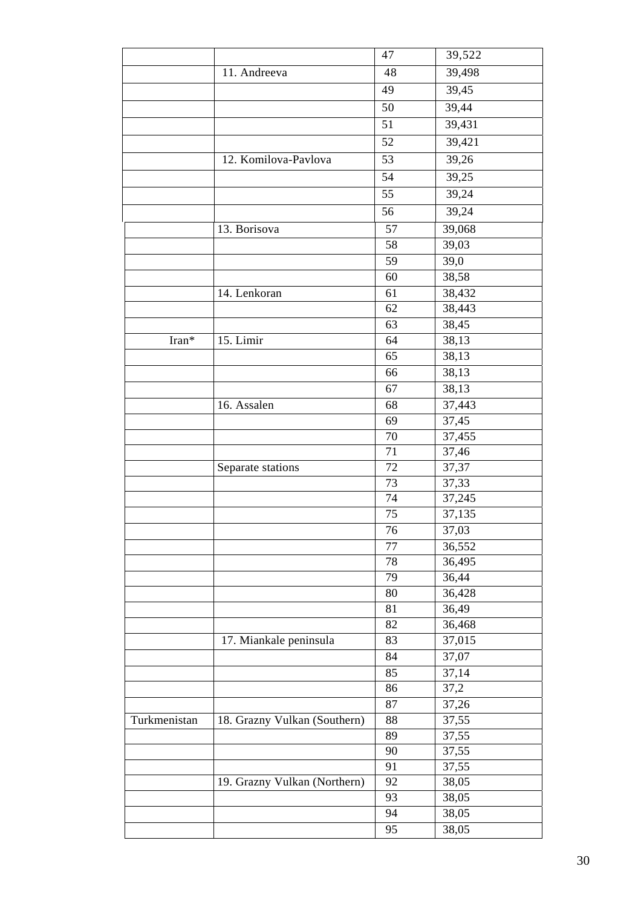| | | | |
|---|---|---|---|
| | | 47 | 39,522 |
| | 11. Andreeva | 48 | 39,498 |
| | | 49 | 39,45 |
| | | 50 | 39,44 |
| | | 51 | 39,431 |
| | | 52 | 39,421 |
| | 12. Komilova-Pavlova | 53 | 39,26 |
| | | 54 | 39,25 |
| | | 55 | 39,24 |
| | | 56 | 39,24 |
| | 13. Borisova | 57 | 39,068 |
| | | 58 | 39,03 |
| | | 59 | 39,0 |
| | | 60 | 38,58 |
| | 14. Lenkoran | 61 | 38,432 |
| | | 62 | 38,443 |
| | | 63 | 38,45 |
| Iran* | 15. Limir | 64 | 38,13 |
| | | 65 | 38,13 |
| | | 66 | 38,13 |
| | | 67 | 38,13 |
| | 16. Assalen | 68 | 37,443 |
| | | 69 | 37,45 |
| | | 70 | 37,455 |
| | | 71 | 37,46 |
| | Separate stations | 72 | 37,37 |
| | | 73 | 37,33 |
| | | 74 | 37,245 |
| | | 75 | 37,135 |
| | | 76 | 37,03 |
| | | 77 | 36,552 |
| | | 78 | 36,495 |
| | | 79 | 36,44 |
| | | 80 | 36,428 |
| | | 81 | 36,49 |
| | | 82 | 36,468 |
| | 17. Miankale peninsula | 83 | 37,015 |
| | | 84 | 37,07 |
| | | 85 | 37,14 |
| | | 86 | 37,2 |
| | | 87 | 37,26 |
| Turkmenistan | 18. Grazny Vulkan (Southern) | 88 | 37,55 |
| | | 89 | 37,55 |
| | | 90 | 37,55 |
| | | 91 | 37,55 |
| | 19. Grazny Vulkan (Northern) | 92 | 38,05 |
| | | 93 | 38,05 |
| | | 94 | 38,05 |
| | | 95 | 38,05 |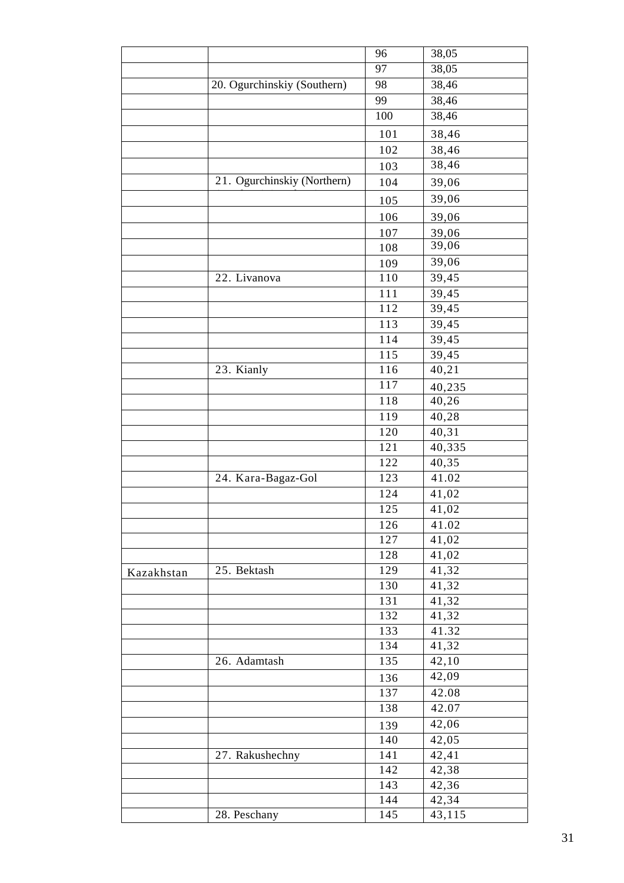| | | | |
|---|---|---|---|
| | | 96 | 38,05 |
| | | 97 | 38,05 |
| | 20. Ogurchinskiy (Southern) | 98 | 38,46 |
| | | 99 | 38,46 |
| | | 100 | 38,46 |
| | | 101 | 38,46 |
| | | 102 | 38,46 |
| | | 103 | 38,46 |
| | 21. Ogurchinskiy (Northern) | 104 | 39,06 |
| | | 105 | 39,06 |
| | | 106 | 39,06 |
| | | 107 | 39,06 |
| | | 108 | 39,06 |
| | | 109 | 39,06 |
| | 22. Livanova | 110 | 39,45 |
| | | 111 | 39,45 |
| | | 112 | 39,45 |
| | | 113 | 39,45 |
| | | 114 | 39,45 |
| | | 115 | 39,45 |
| | 23. Kianly | 116 | 40,21 |
| | | 117 | 40,235 |
| | | 118 | 40,26 |
| | | 119 | 40,28 |
| | | 120 | 40,31 |
| | | 121 | 40,335 |
| | | 122 | 40,35 |
| | 24. Kara-Bagaz-Gol | 123 | 41.02 |
| | | 124 | 41,02 |
| | | 125 | 41,02 |
| | | 126 | 41.02 |
| | | 127 | 41,02 |
| | | 128 | 41,02 |
| Kazakhstan | 25. Bektash | 129 | 41,32 |
| | | 130 | 41,32 |
| | | 131 | 41,32 |
| | | 132 | 41,32 |
| | | 133 | 41.32 |
| | | 134 | 41,32 |
| | 26. Adamtash | 135 | 42,10 |
| | | 136 | 42,09 |
| | | 137 | 42.08 |
| | | 138 | 42.07 |
| | | 139 | 42,06 |
| | | 140 | 42,05 |
| | 27. Rakushechny | 141 | 42,41 |
| | | 142 | 42,38 |
| | | 143 | 42,36 |
| | | 144 | 42,34 |
| | 28. Peschany | 145 | 43,115 |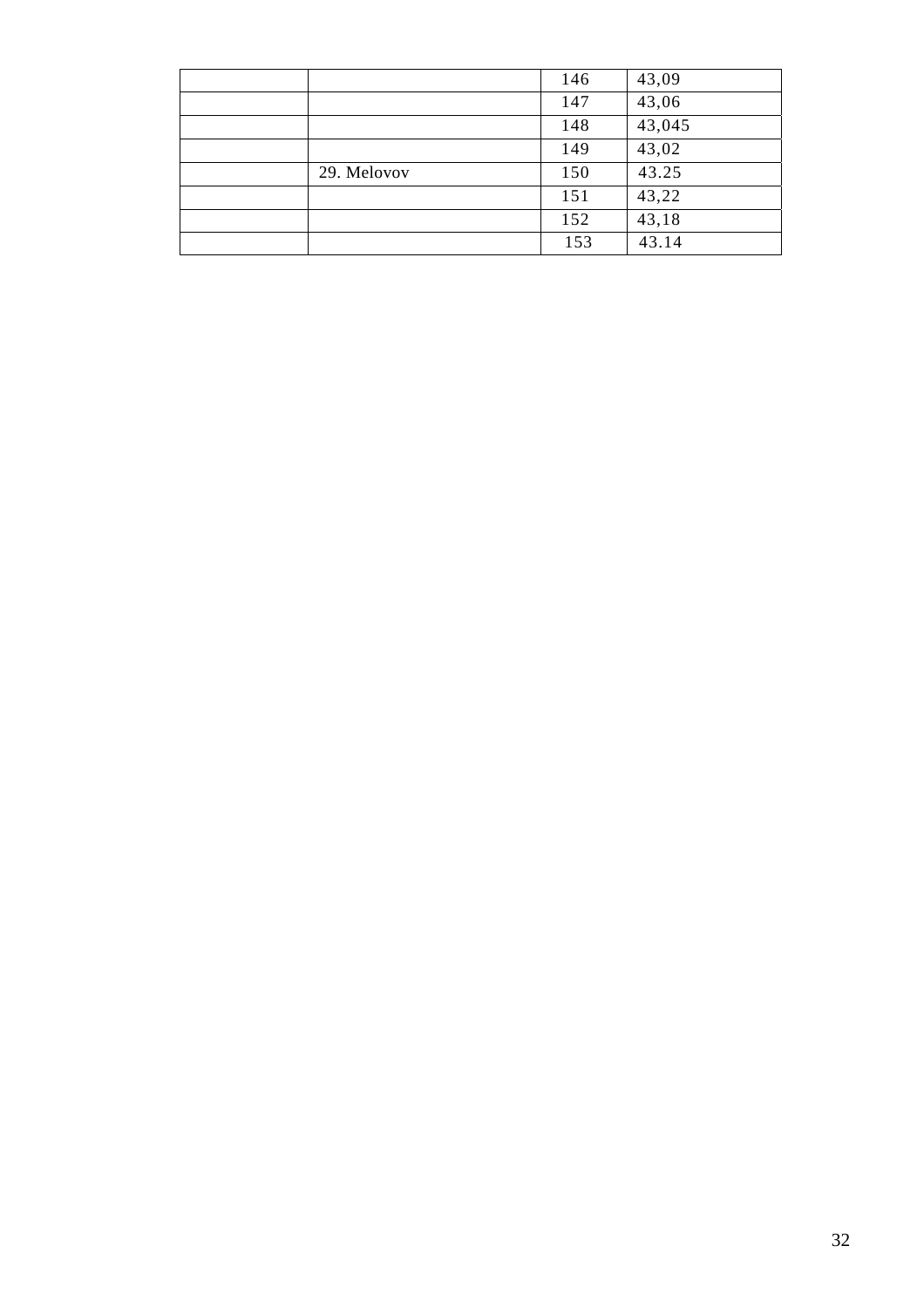| | | | |
|---|---|---|---|
| | | 146 | 43,09 |
| | | 147 | 43,06 |
| | | 148 | 43,045 |
| | | 149 | 43,02 |
| | 29. Melovov | 150 | 43.25 |
| | | 151 | 43,22 |
| | | 152 | 43,18 |
| | | 153 | 43.14 |